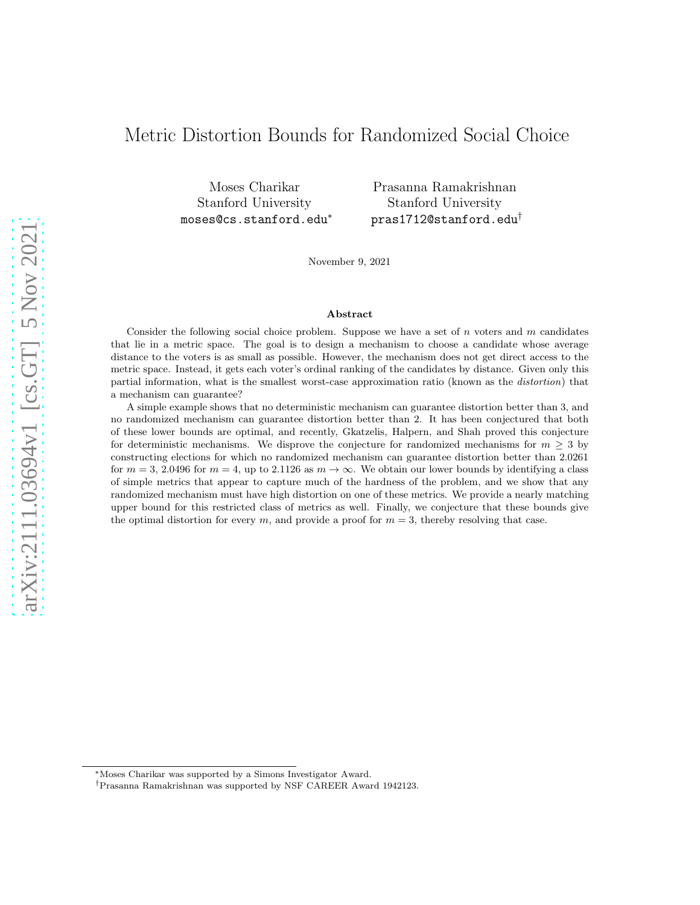# Metric Distortion Bounds for Randomized Social Choice

Moses Charikar
Stanford University
moses@cs.stanford.edu*

Prasanna Ramakrishnan
Stanford University
pras1712@stanford.edu†

November 9, 2021

### Abstract

Consider the following social choice problem. Suppose we have a set of $n$ voters and $m$ candidates that lie in a metric space. The goal is to design a mechanism to choose a candidate whose average distance to the voters is as small as possible. However, the mechanism does not get direct access to the metric space. Instead, it gets each voter's ordinal ranking of the candidates by distance. Given only this partial information, what is the smallest worst-case approximation ratio (known as the *distortion*) that a mechanism can guarantee?

A simple example shows that no deterministic mechanism can guarantee distortion better than 3, and no randomized mechanism can guarantee distortion better than 2. It has been conjectured that both of these lower bounds are optimal, and recently, Gkatzelis, Halpern, and Shah proved this conjecture for deterministic mechanisms. We disprove the conjecture for randomized mechanisms for $m \geq 3$ by constructing elections for which no randomized mechanism can guarantee distortion better than 2.0261 for $m = 3$, 2.0496 for $m = 4$, up to 2.1126 as $m \to \infty$. We obtain our lower bounds by identifying a class of simple metrics that appear to capture much of the hardness of the problem, and we show that any randomized mechanism must have high distortion on one of these metrics. We provide a nearly matching upper bound for this restricted class of metrics as well. Finally, we conjecture that these bounds give the optimal distortion for every $m$, and provide a proof for $m = 3$, thereby resolving that case.

*Moses Charikar was supported by a Simons Investigator Award.

†Prasanna Ramakrishnan was supported by NSF CAREER Award 1942123.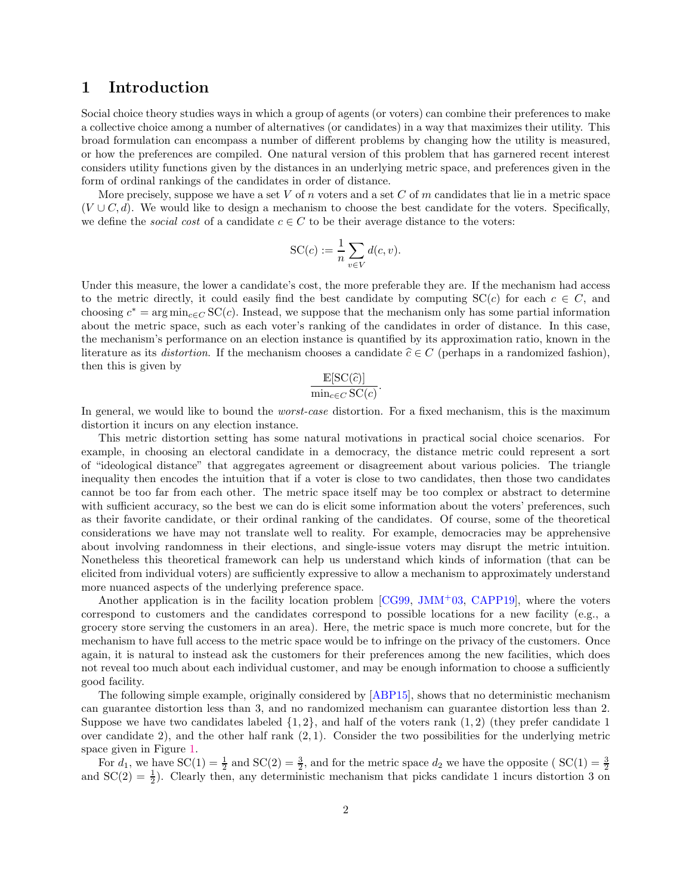# 1 Introduction

Social choice theory studies ways in which a group of agents (or voters) can combine their preferences to make a collective choice among a number of alternatives (or candidates) in a way that maximizes their utility. This broad formulation can encompass a number of different problems by changing how the utility is measured, or how the preferences are compiled. One natural version of this problem that has garnered recent interest considers utility functions given by the distances in an underlying metric space, and preferences given in the form of ordinal rankings of the candidates in order of distance.

More precisely, suppose we have a set $V$ of $n$ voters and a set $C$ of $m$ candidates that lie in a metric space $(V \cup C, d)$. We would like to design a mechanism to choose the best candidate for the voters. Specifically, we define the *social cost* of a candidate $c \in C$ to be their average distance to the voters:

$$\mathrm{SC}(c) := \frac{1}{n} \sum_{v \in V} d(c, v).$$

Under this measure, the lower a candidate's cost, the more preferable they are. If the mechanism had access to the metric directly, it could easily find the best candidate by computing $\mathrm{SC}(c)$ for each $c \in C$, and choosing $c^* = \arg\min_{c \in C} \mathrm{SC}(c)$. Instead, we suppose that the mechanism only has some partial information about the metric space, such as each voter's ranking of the candidates in order of distance. In this case, the mechanism's performance on an election instance is quantified by its approximation ratio, known in the literature as its *distortion*. If the mechanism chooses a candidate $\widehat{c} \in C$ (perhaps in a randomized fashion), then this is given by

$$\frac{\mathbb{E}[\mathrm{SC}(\widehat{c})]}{\min_{c \in C} \mathrm{SC}(c)}.$$

In general, we would like to bound the *worst-case* distortion. For a fixed mechanism, this is the maximum distortion it incurs on any election instance.

This metric distortion setting has some natural motivations in practical social choice scenarios. For example, in choosing an electoral candidate in a democracy, the distance metric could represent a sort of "ideological distance" that aggregates agreement or disagreement about various policies. The triangle inequality then encodes the intuition that if a voter is close to two candidates, then those two candidates cannot be too far from each other. The metric space itself may be too complex or abstract to determine with sufficient accuracy, so the best we can do is elicit some information about the voters' preferences, such as their favorite candidate, or their ordinal ranking of the candidates. Of course, some of the theoretical considerations we have may not translate well to reality. For example, democracies may be apprehensive about involving randomness in their elections, and single-issue voters may disrupt the metric intuition. Nonetheless this theoretical framework can help us understand which kinds of information (that can be elicited from individual voters) are sufficiently expressive to allow a mechanism to approximately understand more nuanced aspects of the underlying preference space.

Another application is in the facility location problem [CG99, JMM+03, CAPP19], where the voters correspond to customers and the candidates correspond to possible locations for a new facility (e.g., a grocery store serving the customers in an area). Here, the metric space is much more concrete, but for the mechanism to have full access to the metric space would be to infringe on the privacy of the customers. Once again, it is natural to instead ask the customers for their preferences among the new facilities, which does not reveal too much about each individual customer, and may be enough information to choose a sufficiently good facility.

The following simple example, originally considered by [ABP15], shows that no deterministic mechanism can guarantee distortion less than 3, and no randomized mechanism can guarantee distortion less than 2. Suppose we have two candidates labeled $\{1, 2\}$, and half of the voters rank $(1, 2)$ (they prefer candidate 1 over candidate 2), and the other half rank $(2, 1)$. Consider the two possibilities for the underlying metric space given in Figure 1.

For $d_1$, we have $\mathrm{SC}(1) = \frac{1}{2}$ and $\mathrm{SC}(2) = \frac{3}{2}$, and for the metric space $d_2$ we have the opposite ( $\mathrm{SC}(1) = \frac{3}{2}$ and $\mathrm{SC}(2) = \frac{1}{2}$). Clearly then, any deterministic mechanism that picks candidate 1 incurs distortion 3 on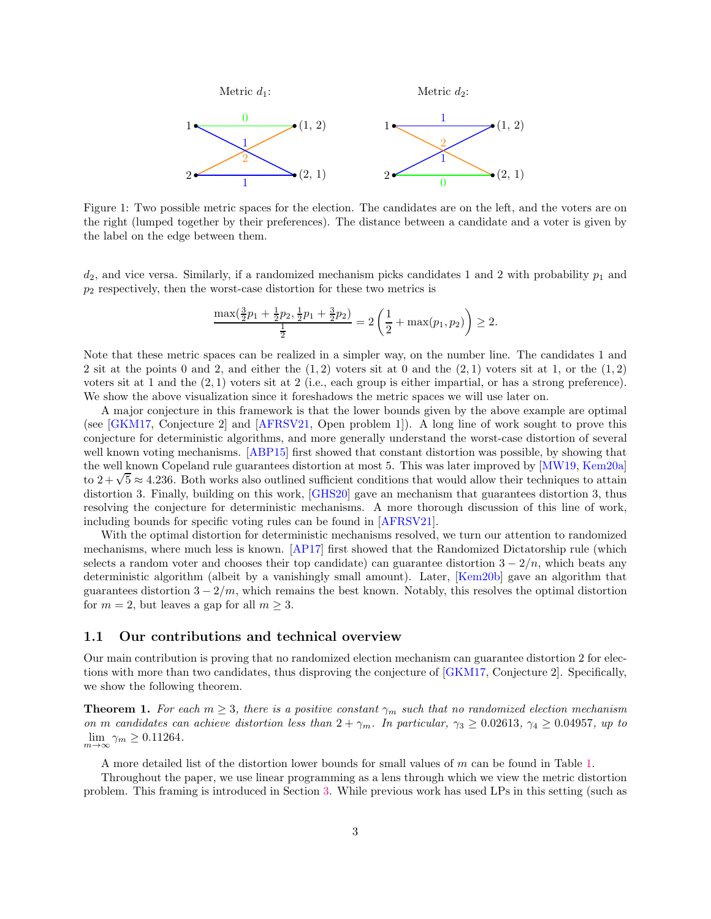Metric $d_1$:

Metric $d_2$:

Figure 1: Two possible metric spaces for the election. The candidates are on the left, and the voters are on the right (lumped together by their preferences). The distance between a candidate and a voter is given by the label on the edge between them.

$d_2$, and vice versa. Similarly, if a randomized mechanism picks candidates 1 and 2 with probability $p_1$ and $p_2$ respectively, then the worst-case distortion for these two metrics is

$$\frac{\max(\frac{3}{2}p_1 + \frac{1}{2}p_2, \frac{1}{2}p_1 + \frac{3}{2}p_2)}{\frac{1}{2}} = 2\left(\frac{1}{2} + \max(p_1, p_2)\right) \geq 2.$$

Note that these metric spaces can be realized in a simpler way, on the number line. The candidates 1 and 2 sit at the points 0 and 2, and either the $(1, 2)$ voters sit at 0 and the $(2, 1)$ voters sit at 1, or the $(1, 2)$ voters sit at 1 and the $(2, 1)$ voters sit at 2 (i.e., each group is either impartial, or has a strong preference). We show the above visualization since it foreshadows the metric spaces we will use later on.

A major conjecture in this framework is that the lower bounds given by the above example are optimal (see [GKM17, Conjecture 2] and [AFRSV21, Open problem 1]). A long line of work sought to prove this conjecture for deterministic algorithms, and more generally understand the worst-case distortion of several well known voting mechanisms. [ABP15] first showed that constant distortion was possible, by showing that the well known Copeland rule guarantees distortion at most 5. This was later improved by [MW19, Kem20a] to $2 + \sqrt{5} \approx 4.236$. Both works also outlined sufficient conditions that would allow their techniques to attain distortion 3. Finally, building on this work, [GHS20] gave an mechanism that guarantees distortion 3, thus resolving the conjecture for deterministic mechanisms. A more thorough discussion of this line of work, including bounds for specific voting rules can be found in [AFRSV21].

With the optimal distortion for deterministic mechanisms resolved, we turn our attention to randomized mechanisms, where much less is known. [AP17] first showed that the Randomized Dictatorship rule (which selects a random voter and chooses their top candidate) can guarantee distortion $3 - 2/n$, which beats any deterministic algorithm (albeit by a vanishingly small amount). Later, [Kem20b] gave an algorithm that guarantees distortion $3 - 2/m$, which remains the best known. Notably, this resolves the optimal distortion for $m = 2$, but leaves a gap for all $m \geq 3$.

## 1.1 Our contributions and technical overview

Our main contribution is proving that no randomized election mechanism can guarantee distortion 2 for elections with more than two candidates, thus disproving the conjecture of [GKM17, Conjecture 2]. Specifically, we show the following theorem.

**Theorem 1.** *For each $m \geq 3$, there is a positive constant $\gamma_m$ such that no randomized election mechanism on $m$ candidates can achieve distortion less than $2 + \gamma_m$. In particular, $\gamma_3 \geq 0.02613$, $\gamma_4 \geq 0.04957$, up to $\lim_{m\to\infty} \gamma_m \geq 0.11264$.*

A more detailed list of the distortion lower bounds for small values of $m$ can be found in Table 1.

Throughout the paper, we use linear programming as a lens through which we view the metric distortion problem. This framing is introduced in Section 3. While previous work has used LPs in this setting (such as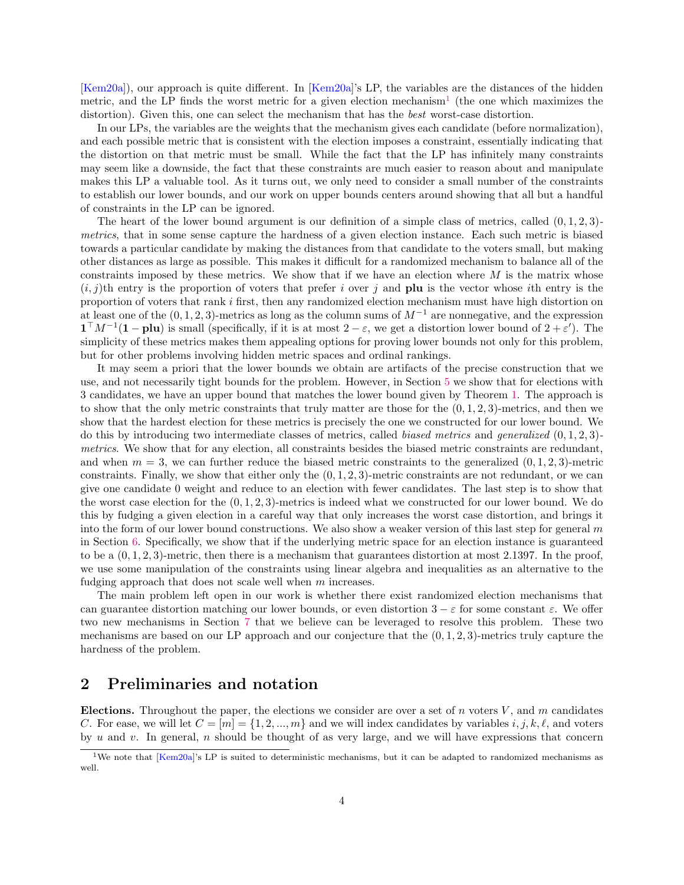[Kem20a]), our approach is quite different. In [Kem20a]'s LP, the variables are the distances of the hidden metric, and the LP finds the worst metric for a given election mechanism[1] (the one which maximizes the distortion). Given this, one can select the mechanism that has the *best* worst-case distortion.

In our LPs, the variables are the weights that the mechanism gives each candidate (before normalization), and each possible metric that is consistent with the election imposes a constraint, essentially indicating that the distortion on that metric must be small. While the fact that the LP has infinitely many constraints may seem like a downside, the fact that these constraints are much easier to reason about and manipulate makes this LP a valuable tool. As it turns out, we only need to consider a small number of the constraints to establish our lower bounds, and our work on upper bounds centers around showing that all but a handful of constraints in the LP can be ignored.

The heart of the lower bound argument is our definition of a simple class of metrics, called $(0, 1, 2, 3)$-*metrics*, that in some sense capture the hardness of a given election instance. Each such metric is biased towards a particular candidate by making the distances from that candidate to the voters small, but making other distances as large as possible. This makes it difficult for a randomized mechanism to balance all of the constraints imposed by these metrics. We show that if we have an election where $M$ is the matrix whose $(i, j)$th entry is the proportion of voters that prefer $i$ over $j$ and $\mathbf{plu}$ is the vector whose $i$th entry is the proportion of voters that rank $i$ first, then any randomized election mechanism must have high distortion on at least one of the $(0, 1, 2, 3)$-metrics as long as the column sums of $M^{-1}$ are nonnegative, and the expression $\mathbf{1}^\top M^{-1}(\mathbf{1} - \mathbf{plu})$ is small (specifically, if it is at most $2 - \varepsilon$, we get a distortion lower bound of $2 + \varepsilon'$). The simplicity of these metrics makes them appealing options for proving lower bounds not only for this problem, but for other problems involving hidden metric spaces and ordinal rankings.

It may seem a priori that the lower bounds we obtain are artifacts of the precise construction that we use, and not necessarily tight bounds for the problem. However, in Section 5 we show that for elections with 3 candidates, we have an upper bound that matches the lower bound given by Theorem 1. The approach is to show that the only metric constraints that truly matter are those for the $(0, 1, 2, 3)$-metrics, and then we show that the hardest election for these metrics is precisely the one we constructed for our lower bound. We do this by introducing two intermediate classes of metrics, called *biased metrics* and *generalized* $(0, 1, 2, 3)$-*metrics*. We show that for any election, all constraints besides the biased metric constraints are redundant, and when $m = 3$, we can further reduce the biased metric constraints to the generalized $(0, 1, 2, 3)$-metric constraints. Finally, we show that either only the $(0, 1, 2, 3)$-metric constraints are not redundant, or we can give one candidate 0 weight and reduce to an election with fewer candidates. The last step is to show that the worst case election for the $(0, 1, 2, 3)$-metrics is indeed what we constructed for our lower bound. We do this by fudging a given election in a careful way that only increases the worst case distortion, and brings it into the form of our lower bound constructions. We also show a weaker version of this last step for general $m$ in Section 6. Specifically, we show that if the underlying metric space for an election instance is guaranteed to be a $(0, 1, 2, 3)$-metric, then there is a mechanism that guarantees distortion at most 2.1397. In the proof, we use some manipulation of the constraints using linear algebra and inequalities as an alternative to the fudging approach that does not scale well when $m$ increases.

The main problem left open in our work is whether there exist randomized election mechanisms that can guarantee distortion matching our lower bounds, or even distortion $3 - \varepsilon$ for some constant $\varepsilon$. We offer two new mechanisms in Section 7 that we believe can be leveraged to resolve this problem. These two mechanisms are based on our LP approach and our conjecture that the $(0, 1, 2, 3)$-metrics truly capture the hardness of the problem.

## 2 Preliminaries and notation

**Elections.** Throughout the paper, the elections we consider are over a set of $n$ voters $V$, and $m$ candidates $C$. For ease, we will let $C = [m] = \{1, 2, ..., m\}$ and we will index candidates by variables $i, j, k, \ell$, and voters by $u$ and $v$. In general, $n$ should be thought of as very large, and we will have expressions that concern

[1] We note that [Kem20a]'s LP is suited to deterministic mechanisms, but it can be adapted to randomized mechanisms as well.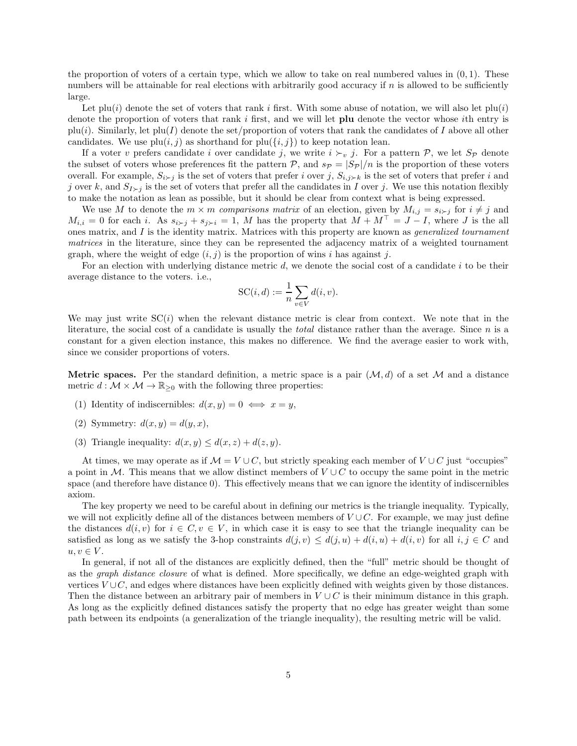the proportion of voters of a certain type, which we allow to take on real numbered values in $(0, 1)$. These numbers will be attainable for real elections with arbitrarily good accuracy if $n$ is allowed to be sufficiently large.

Let $\text{plu}(i)$ denote the set of voters that rank $i$ first. With some abuse of notation, we will also let $\text{plu}(i)$ denote the proportion of voters that rank $i$ first, and we will let $\mathbf{plu}$ denote the vector whose $i$th entry is $\text{plu}(i)$. Similarly, let $\text{plu}(I)$ denote the set/proportion of voters that rank the candidates of $I$ above all other candidates. We use $\text{plu}(i, j)$ as shorthand for $\text{plu}(\{i, j\})$ to keep notation lean.

If a voter $v$ prefers candidate $i$ over candidate $j$, we write $i \succ_v j$. For a pattern $\mathcal{P}$, we let $S_{\mathcal{P}}$ denote the subset of voters whose preferences fit the pattern $\mathcal{P}$, and $s_{\mathcal{P}} = |S_{\mathcal{P}}|/n$ is the proportion of these voters overall. For example, $S_{i \succ j}$ is the set of voters that prefer $i$ over $j$, $S_{i,j \succ k}$ is the set of voters that prefer $i$ and $j$ over $k$, and $S_{I \succ j}$ is the set of voters that prefer all the candidates in $I$ over $j$. We use this notation flexibly to make the notation as lean as possible, but it should be clear from context what is being expressed.

We use $M$ to denote the $m \times m$ *comparisons matrix* of an election, given by $M_{i,j} = s_{i \succ j}$ for $i \neq j$ and $M_{i,i} = 0$ for each $i$. As $s_{i \succ j} + s_{j \succ i} = 1$, $M$ has the property that $M + M^\top = J - I$, where $J$ is the all ones matrix, and $I$ is the identity matrix. Matrices with this property are known as *generalized tournament matrices* in the literature, since they can be represented the adjacency matrix of a weighted tournament graph, where the weight of edge $(i, j)$ is the proportion of wins $i$ has against $j$.

For an election with underlying distance metric $d$, we denote the social cost of a candidate $i$ to be their average distance to the voters. i.e.,

$$\text{SC}(i, d) := \frac{1}{n} \sum_{v \in V} d(i, v).$$

We may just write $\text{SC}(i)$ when the relevant distance metric is clear from context. We note that in the literature, the social cost of a candidate is usually the *total* distance rather than the average. Since $n$ is a constant for a given election instance, this makes no difference. We find the average easier to work with, since we consider proportions of voters.

**Metric spaces.** Per the standard definition, a metric space is a pair $(\mathcal{M}, d)$ of a set $\mathcal{M}$ and a distance metric $d : \mathcal{M} \times \mathcal{M} \to \mathbb{R}_{\geq 0}$ with the following three properties:

(1) Identity of indiscernibles: $d(x, y) = 0 \iff x = y$,

(2) Symmetry: $d(x, y) = d(y, x)$,

(3) Triangle inequality: $d(x, y) \leq d(x, z) + d(z, y)$.

At times, we may operate as if $\mathcal{M} = V \cup C$, but strictly speaking each member of $V \cup C$ just "occupies" a point in $\mathcal{M}$. This means that we allow distinct members of $V \cup C$ to occupy the same point in the metric space (and therefore have distance 0). This effectively means that we can ignore the identity of indiscernibles axiom.

The key property we need to be careful about in defining our metrics is the triangle inequality. Typically, we will not explicitly define all of the distances between members of $V \cup C$. For example, we may just define the distances $d(i, v)$ for $i \in C, v \in V$, in which case it is easy to see that the triangle inequality can be satisfied as long as we satisfy the 3-hop constraints $d(j, v) \leq d(j, u) + d(i, u) + d(i, v)$ for all $i, j \in C$ and $u, v \in V$.

In general, if not all of the distances are explicitly defined, then the "full" metric should be thought of as the *graph distance closure* of what is defined. More specifically, we define an edge-weighted graph with vertices $V \cup C$, and edges where distances have been explicitly defined with weights given by those distances. Then the distance between an arbitrary pair of members in $V \cup C$ is their minimum distance in this graph. As long as the explicitly defined distances satisfy the property that no edge has greater weight than some path between its endpoints (a generalization of the triangle inequality), the resulting metric will be valid.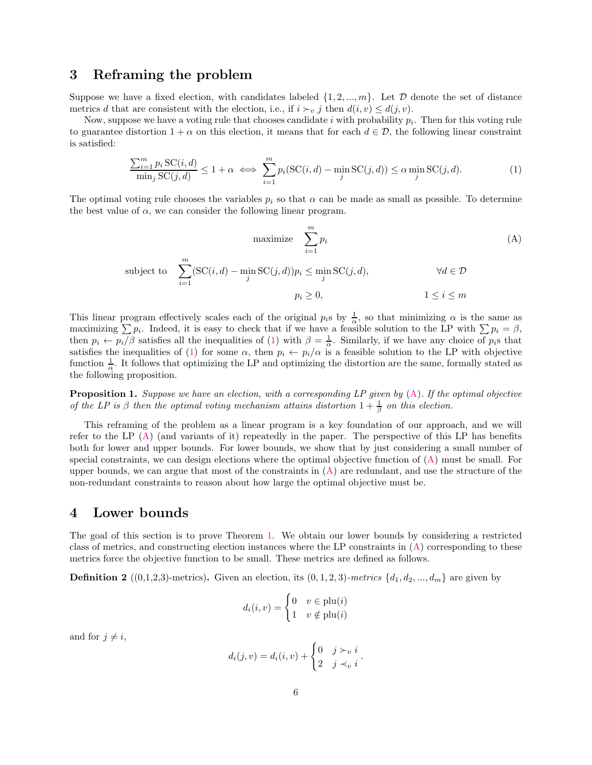## 3 Reframing the problem

Suppose we have a fixed election, with candidates labeled $\{1, 2, ..., m\}$. Let $\mathcal{D}$ denote the set of distance metrics $d$ that are consistent with the election, i.e., if $i \succ_v j$ then $d(i, v) \leq d(j, v)$.

Now, suppose we have a voting rule that chooses candidate $i$ with probability $p_i$. Then for this voting rule to guarantee distortion $1 + \alpha$ on this election, it means that for each $d \in \mathcal{D}$, the following linear constraint is satisfied:

$$\frac{\sum_{i=1}^m p_i \, \mathrm{SC}(i, d)}{\min_j \mathrm{SC}(j, d)} \leq 1 + \alpha \iff \sum_{i=1}^m p_i(\mathrm{SC}(i, d) - \min_j \mathrm{SC}(j, d)) \leq \alpha \min_j \mathrm{SC}(j, d). \tag{1}$$

The optimal voting rule chooses the variables $p_i$ so that $\alpha$ can be made as small as possible. To determine the best value of $\alpha$, we can consider the following linear program.

$$\begin{aligned} &\text{maximize} \quad \sum_{i=1}^m p_i && \text{(A)} \\ &\text{subject to} \quad \sum_{i=1}^m (\mathrm{SC}(i, d) - \min_j \mathrm{SC}(j, d)) p_i \leq \min_j \mathrm{SC}(j, d), && \forall d \in \mathcal{D} \\ &\qquad\qquad\qquad p_i \geq 0, && 1 \leq i \leq m \end{aligned}$$

This linear program effectively scales each of the original $p_i$s by $\frac{1}{\alpha}$, so that minimizing $\alpha$ is the same as maximizing $\sum p_i$. Indeed, it is easy to check that if we have a feasible solution to the LP with $\sum p_i = \beta$, then $p_i \leftarrow p_i/\beta$ satisfies all the inequalities of (1) with $\beta = \frac{1}{\alpha}$. Similarly, if we have any choice of $p_i$s that satisfies the inequalities of (1) for some $\alpha$, then $p_i \leftarrow p_i/\alpha$ is a feasible solution to the LP with objective function $\frac{1}{\alpha}$. It follows that optimizing the LP and optimizing the distortion are the same, formally stated as the following proposition.

**Proposition 1.** *Suppose we have an election, with a corresponding LP given by (A). If the optimal objective of the LP is $\beta$ then the optimal voting mechanism attains distortion $1 + \frac{1}{\beta}$ on this election.*

This reframing of the problem as a linear program is a key foundation of our approach, and we will refer to the LP (A) (and variants of it) repeatedly in the paper. The perspective of this LP has benefits both for lower and upper bounds. For lower bounds, we show that by just considering a small number of special constraints, we can design elections where the optimal objective function of (A) must be small. For upper bounds, we can argue that most of the constraints in (A) are redundant, and use the structure of the non-redundant constraints to reason about how large the optimal objective must be.

## 4 Lower bounds

The goal of this section is to prove Theorem 1. We obtain our lower bounds by considering a restricted class of metrics, and constructing election instances where the LP constraints in (A) corresponding to these metrics force the objective function to be small. These metrics are defined as follows.

**Definition 2** ((0,1,2,3)-metrics)**.** Given an election, its (0, 1, 2, 3)*-metrics* $\{d_1, d_2, ..., d_m\}$ are given by

$$d_i(i, v) = \begin{cases} 0 & v \in \mathrm{plu}(i) \\ 1 & v \notin \mathrm{plu}(i) \end{cases}$$

and for $j \neq i$,

$$d_i(j, v) = d_i(i, v) + \begin{cases} 0 & j \succ_v i \\ 2 & j \prec_v i \end{cases}.$$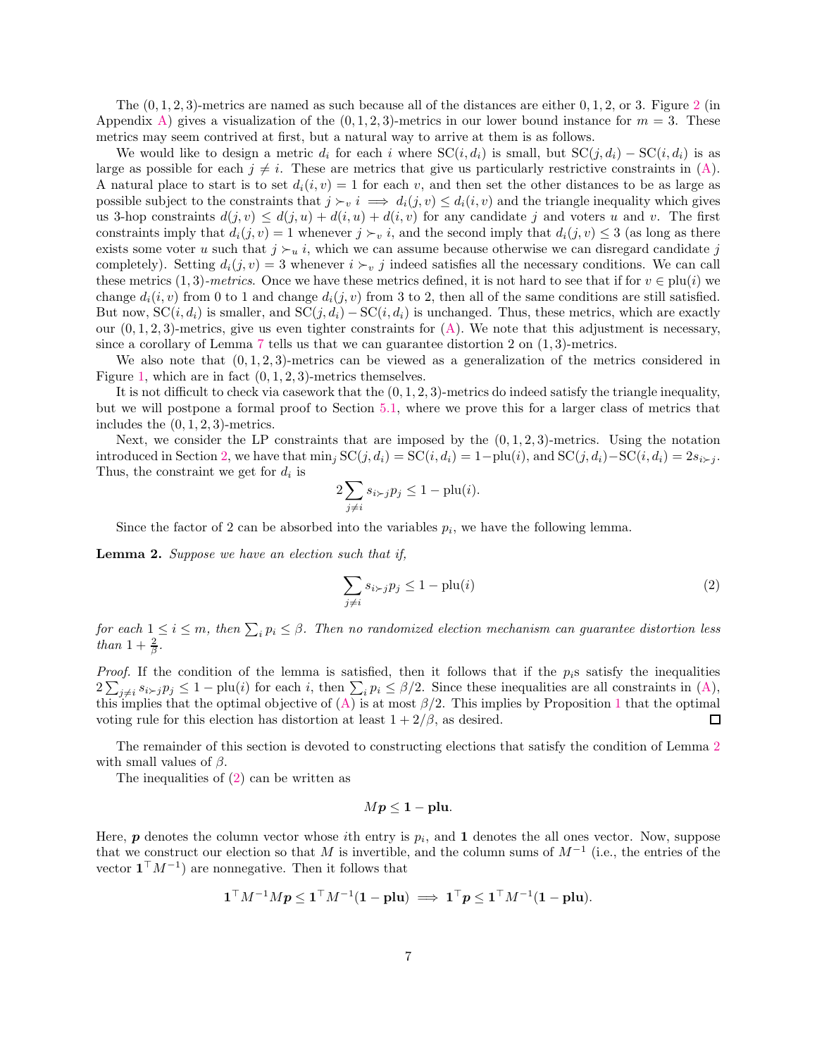The $(0, 1, 2, 3)$-metrics are named as such because all of the distances are either $0, 1, 2$, or $3$. Figure 2 (in Appendix A) gives a visualization of the $(0, 1, 2, 3)$-metrics in our lower bound instance for $m = 3$. These metrics may seem contrived at first, but a natural way to arrive at them is as follows.

We would like to design a metric $d_i$ for each $i$ where $\mathrm{SC}(i, d_i)$ is small, but $\mathrm{SC}(j, d_i) - \mathrm{SC}(i, d_i)$ is as large as possible for each $j \neq i$. These are metrics that give us particularly restrictive constraints in (A). A natural place to start is to set $d_i(i, v) = 1$ for each $v$, and then set the other distances to be as large as possible subject to the constraints that $j \succ_v i \implies d_i(j, v) \leq d_i(i, v)$ and the triangle inequality which gives us 3-hop constraints $d(j, v) \leq d(j, u) + d(i, u) + d(i, v)$ for any candidate $j$ and voters $u$ and $v$. The first constraints imply that $d_i(j, v) = 1$ whenever $j \succ_v i$, and the second imply that $d_i(j, v) \leq 3$ (as long as there exists some voter $u$ such that $j \succ_u i$, which we can assume because otherwise we can disregard candidate $j$ completely). Setting $d_i(j, v) = 3$ whenever $i \succ_v j$ indeed satisfies all the necessary conditions. We can call these metrics $(1, 3)$-*metrics*. Once we have these metrics defined, it is not hard to see that if for $v \in \mathrm{plu}(i)$ we change $d_i(i, v)$ from 0 to 1 and change $d_i(j, v)$ from 3 to 2, then all of the same conditions are still satisfied. But now, $\mathrm{SC}(i, d_i)$ is smaller, and $\mathrm{SC}(j, d_i) - \mathrm{SC}(i, d_i)$ is unchanged. Thus, these metrics, which are exactly our $(0, 1, 2, 3)$-metrics, give us even tighter constraints for (A). We note that this adjustment is necessary, since a corollary of Lemma 7 tells us that we can guarantee distortion 2 on $(1, 3)$-metrics.

We also note that $(0, 1, 2, 3)$-metrics can be viewed as a generalization of the metrics considered in Figure 1, which are in fact $(0, 1, 2, 3)$-metrics themselves.

It is not difficult to check via casework that the $(0, 1, 2, 3)$-metrics do indeed satisfy the triangle inequality, but we will postpone a formal proof to Section 5.1, where we prove this for a larger class of metrics that includes the $(0, 1, 2, 3)$-metrics.

Next, we consider the LP constraints that are imposed by the $(0, 1, 2, 3)$-metrics. Using the notation introduced in Section 2, we have that $\min_j \mathrm{SC}(j, d_i) = \mathrm{SC}(i, d_i) = 1 - \mathrm{plu}(i)$, and $\mathrm{SC}(j, d_i) - \mathrm{SC}(i, d_i) = 2s_{i \succ j}$. Thus, the constraint we get for $d_i$ is

$$2 \sum_{j \neq i} s_{i \succ j} p_j \leq 1 - \mathrm{plu}(i).$$

Since the factor of 2 can be absorbed into the variables $p_i$, we have the following lemma.

**Lemma 2.** *Suppose we have an election such that if,*

$$\sum_{j \neq i} s_{i \succ j} p_j \leq 1 - \mathrm{plu}(i) \tag{2}$$

*for each $1 \leq i \leq m$, then $\sum_i p_i \leq \beta$. Then no randomized election mechanism can guarantee distortion less than $1 + \frac{2}{\beta}$.*

*Proof.* If the condition of the lemma is satisfied, then it follows that if the $p_i$s satisfy the inequalities $2 \sum_{j \neq i} s_{i \succ j} p_j \leq 1 - \mathrm{plu}(i)$ for each $i$, then $\sum_i p_i \leq \beta/2$. Since these inequalities are all constraints in (A), this implies that the optimal objective of (A) is at most $\beta/2$. This implies by Proposition 1 that the optimal voting rule for this election has distortion at least $1 + 2/\beta$, as desired. ◻

The remainder of this section is devoted to constructing elections that satisfy the condition of Lemma 2 with small values of $\beta$.

The inequalities of (2) can be written as

$$M\boldsymbol{p} \leq \boldsymbol{1} - \mathbf{plu}.$$

Here, $\boldsymbol{p}$ denotes the column vector whose $i$th entry is $p_i$, and $\boldsymbol{1}$ denotes the all ones vector. Now, suppose that we construct our election so that $M$ is invertible, and the column sums of $M^{-1}$ (i.e., the entries of the vector $\boldsymbol{1}^\top M^{-1}$) are nonnegative. Then it follows that

$$\boldsymbol{1}^\top M^{-1} M \boldsymbol{p} \leq \boldsymbol{1}^\top M^{-1}(\boldsymbol{1} - \mathbf{plu}) \implies \boldsymbol{1}^\top \boldsymbol{p} \leq \boldsymbol{1}^\top M^{-1}(\boldsymbol{1} - \mathbf{plu}).$$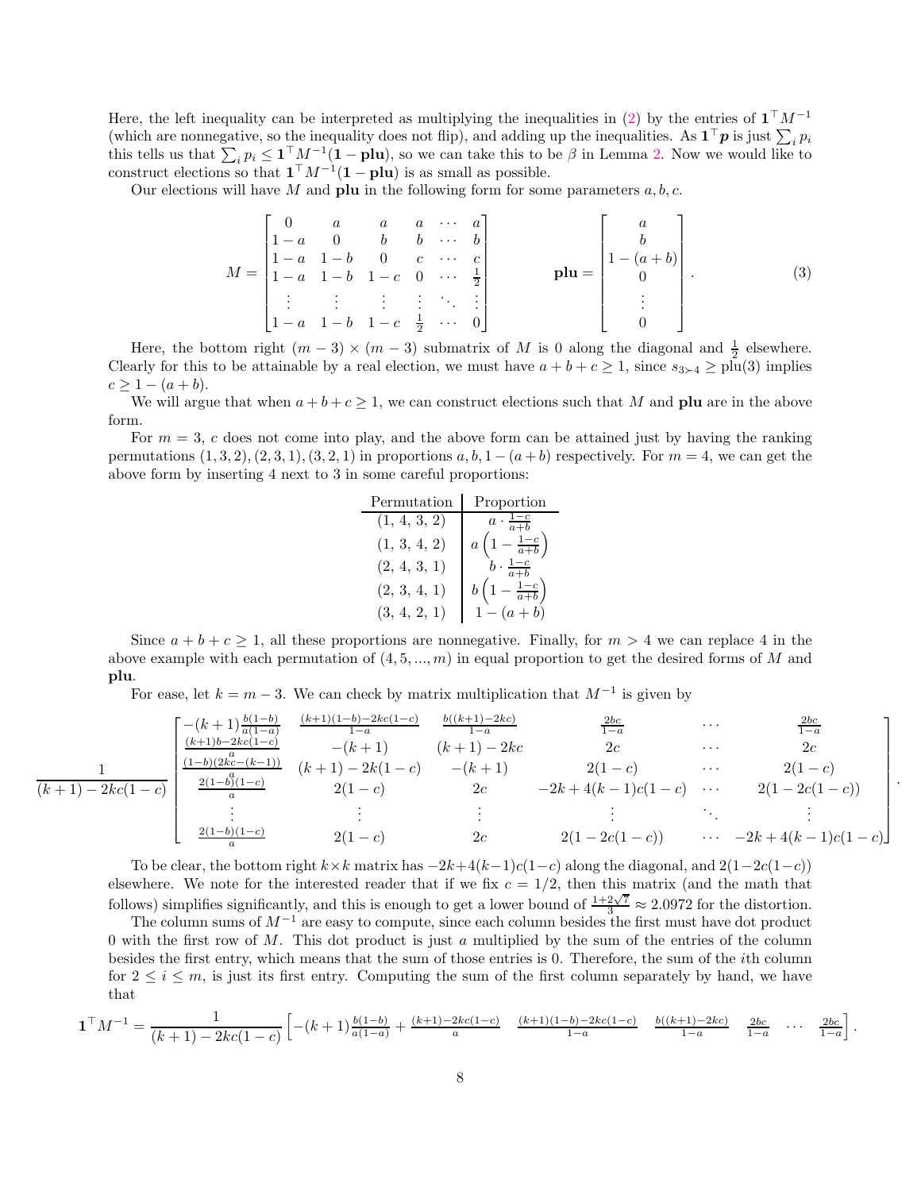Here, the left inequality can be interpreted as multiplying the inequalities in (2) by the entries of $\mathbf{1}^\top M^{-1}$ (which are nonnegative, so the inequality does not flip), and adding up the inequalities. As $\mathbf{1}^\top \boldsymbol{p}$ is just $\sum_i p_i$ this tells us that $\sum_i p_i \leq \mathbf{1}^\top M^{-1}(\mathbf{1} - \mathbf{plu})$, so we can take this to be $\beta$ in Lemma 2. Now we would like to construct elections so that $\mathbf{1}^\top M^{-1}(\mathbf{1} - \mathbf{plu})$ is as small as possible.

Our elections will have $M$ and $\mathbf{plu}$ in the following form for some parameters $a, b, c$.

$$M = \begin{bmatrix} 0 & a & a & a & \cdots & a \\ 1-a & 0 & b & b & \cdots & b \\ 1-a & 1-b & 0 & c & \cdots & c \\ 1-a & 1-b & 1-c & 0 & \cdots & \frac{1}{2} \\ \vdots & \vdots & \vdots & \vdots & \ddots & \vdots \\ 1-a & 1-b & 1-c & \frac{1}{2} & \cdots & 0 \end{bmatrix} \qquad \mathbf{plu} = \begin{bmatrix} a \\ b \\ 1-(a+b) \\ 0 \\ \vdots \\ 0 \end{bmatrix}. \tag{3}$$

Here, the bottom right $(m-3) \times (m-3)$ submatrix of $M$ is 0 along the diagonal and $\frac{1}{2}$ elsewhere. Clearly for this to be attainable by a real election, we must have $a + b + c \geq 1$, since $s_{3 \succ 4} \geq \text{plu}(3)$ implies $c \geq 1 - (a+b)$.

We will argue that when $a + b + c \geq 1$, we can construct elections such that $M$ and $\mathbf{plu}$ are in the above form.

For $m = 3$, $c$ does not come into play, and the above form can be attained just by having the ranking permutations $(1,3,2), (2,3,1), (3,2,1)$ in proportions $a, b, 1-(a+b)$ respectively. For $m = 4$, we can get the above form by inserting 4 next to 3 in some careful proportions:

| Permutation | Proportion |
|---|---|
| (1, 4, 3, 2) | $a \cdot \frac{1-c}{a+b}$ |
| (1, 3, 4, 2) | $a\left(1 - \frac{1-c}{a+b}\right)$ |
| (2, 4, 3, 1) | $b \cdot \frac{1-c}{a+b}$ |
| (2, 3, 4, 1) | $b\left(1 - \frac{1-c}{a+b}\right)$ |
| (3, 4, 2, 1) | $1-(a+b)$ |

Since $a + b + c \geq 1$, all these proportions are nonnegative. Finally, for $m > 4$ we can replace 4 in the above example with each permutation of $(4, 5, ..., m)$ in equal proportion to get the desired forms of $M$ and $\mathbf{plu}$.

For ease, let $k = m - 3$. We can check by matrix multiplication that $M^{-1}$ is given by

$$\frac{1}{(k+1) - 2kc(1-c)} \begin{bmatrix} -(k+1)\frac{b(1-b)}{a(1-a)} & \frac{(k+1)(1-b)-2kc(1-c)}{1-a} & \frac{b((k+1)-2kc)}{1-a} & \frac{2bc}{1-a} & \cdots & \frac{2bc}{1-a} \\ \frac{(k+1)b-2kc(1-c)}{a} & -(k+1) & (k+1)-2kc & 2c & \cdots & 2c \\ \frac{(1-b)(2kc-(k-1))}{a} & (k+1)-2k(1-c) & -(k+1) & 2(1-c) & \cdots & 2(1-c) \\ \frac{2(1-b)(1-c)}{a} & 2(1-c) & 2c & -2k+4(k-1)c(1-c) & \cdots & 2(1-2c(1-c)) \\ \vdots & \vdots & \vdots & \vdots & \ddots & \vdots \\ \frac{2(1-b)(1-c)}{a} & 2(1-c) & 2c & 2(1-2c(1-c)) & \cdots & -2k+4(k-1)c(1-c) \end{bmatrix}.$$

To be clear, the bottom right $k \times k$ matrix has $-2k + 4(k-1)c(1-c)$ along the diagonal, and $2(1-2c(1-c))$ elsewhere. We note for the interested reader that if we fix $c = 1/2$, then this matrix (and the math that follows) simplifies significantly, and this is enough to get a lower bound of $\frac{1+2\sqrt{7}}{3} \approx 2.0972$ for the distortion.

The column sums of $M^{-1}$ are easy to compute, since each column besides the first must have dot product 0 with the first row of $M$. This dot product is just $a$ multiplied by the sum of the entries of the column besides the first entry, which means that the sum of those entries is 0. Therefore, the sum of the $i$th column for $2 \leq i \leq m$, is just its first entry. Computing the sum of the first column separately by hand, we have that

$$\mathbf{1}^\top M^{-1} = \frac{1}{(k+1) - 2kc(1-c)} \begin{bmatrix} -(k+1)\frac{b(1-b)}{a(1-a)} + \frac{(k+1)-2kc(1-c)}{a} & \frac{(k+1)(1-b)-2kc(1-c)}{1-a} & \frac{b((k+1)-2kc)}{1-a} & \frac{2bc}{1-a} & \cdots & \frac{2bc}{1-a} \end{bmatrix}.$$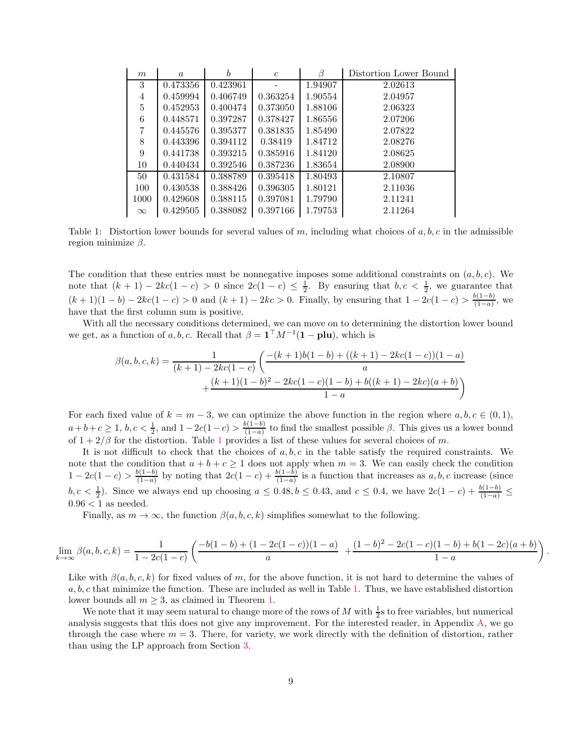| $m$ | $a$ | $b$ | $c$ | $\beta$ | Distortion Lower Bound |
|---|---|---|---|---|---|
| 3 | 0.473356 | 0.423961 | - | 1.94907 | 2.02613 |
| 4 | 0.459994 | 0.406749 | 0.363254 | 1.90554 | 2.04957 |
| 5 | 0.452953 | 0.400474 | 0.373050 | 1.88106 | 2.06323 |
| 6 | 0.448571 | 0.397287 | 0.378427 | 1.86556 | 2.07206 |
| 7 | 0.445576 | 0.395377 | 0.381835 | 1.85490 | 2.07822 |
| 8 | 0.443396 | 0.394112 | 0.38419 | 1.84712 | 2.08276 |
| 9 | 0.441738 | 0.393215 | 0.385916 | 1.84120 | 2.08625 |
| 10 | 0.440434 | 0.392546 | 0.387236 | 1.83654 | 2.08900 |
| 50 | 0.431584 | 0.388789 | 0.395418 | 1.80493 | 2.10807 |
| 100 | 0.430538 | 0.388426 | 0.396305 | 1.80121 | 2.11036 |
| 1000 | 0.429608 | 0.388115 | 0.397081 | 1.79790 | 2.11241 |
| $\infty$ | 0.429505 | 0.388082 | 0.397166 | 1.79753 | 2.11264 |

Table 1: Distortion lower bounds for several values of $m$, including what choices of $a, b, c$ in the admissible region minimize $\beta$.

The condition that these entries must be nonnegative imposes some additional constraints on $(a, b, c)$. We note that $(k+1) - 2kc(1-c) > 0$ since $2c(1-c) \le \frac{1}{2}$. By ensuring that $b, c < \frac{1}{2}$, we guarantee that $(k+1)(1-b) - 2kc(1-c) > 0$ and $(k+1) - 2kc > 0$. Finally, by ensuring that $1 - 2c(1-c) > \frac{b(1-b)}{(1-a)}$, we have that the first column sum is positive.

With all the necessary conditions determined, we can move on to determining the distortion lower bound we get, as a function of $a, b, c$. Recall that $\beta = \mathbf{1}^\top M^{-1}(\mathbf{1} - \mathbf{plu})$, which is

$$\beta(a,b,c,k) = \frac{1}{(k+1) - 2kc(1-c)} \left( \frac{-(k+1)b(1-b) + ((k+1) - 2kc(1-c))(1-a)}{a} + \frac{(k+1)(1-b)^2 - 2kc(1-c)(1-b) + b((k+1) - 2kc)(a+b)}{1-a} \right)$$

For each fixed value of $k = m - 3$, we can optimize the above function in the region where $a, b, c \in (0, 1)$, $a + b + c \ge 1$, $b, c < \frac{1}{2}$, and $1 - 2c(1-c) > \frac{b(1-b)}{(1-a)}$ to find the smallest possible $\beta$. This gives us a lower bound of $1 + 2/\beta$ for the distortion. Table 1 provides a list of these values for several choices of $m$.

It is not difficult to check that the choices of $a, b, c$ in the table satisfy the required constraints. We note that the condition that $a + b + c \ge 1$ does not apply when $m = 3$. We can easily check the condition $1 - 2c(1-c) > \frac{b(1-b)}{(1-a)}$ by noting that $2c(1-c) + \frac{b(1-b)}{(1-a)}$ is a function that increases as $a, b, c$ increase (since $b, c < \frac{1}{2}$). Since we always end up choosing $a \le 0.48, b \le 0.43$, and $c \le 0.4$, we have $2c(1-c) + \frac{b(1-b)}{(1-a)} \le 0.96 < 1$ as needed.

Finally, as $m \to \infty$, the function $\beta(a, b, c, k)$ simplifies somewhat to the following.

$$\lim_{k \to \infty} \beta(a,b,c,k) = \frac{1}{1 - 2c(1-c)} \left( \frac{-b(1-b) + (1 - 2c(1-c))(1-a)}{a} + \frac{(1-b)^2 - 2c(1-c)(1-b) + b(1-2c)(a+b)}{1-a} \right).$$

Like with $\beta(a, b, c, k)$ for fixed values of $m$, for the above function, it is not hard to determine the values of $a, b, c$ that minimize the function. These are included as well in Table 1. Thus, we have established distortion lower bounds all $m \ge 3$, as claimed in Theorem 1.

We note that it may seem natural to change more of the rows of $M$ with $\frac{1}{2}$s to free variables, but numerical analysis suggests that this does not give any improvement. For the interested reader, in Appendix A, we go through the case where $m = 3$. There, for variety, we work directly with the definition of distortion, rather than using the LP approach from Section 3.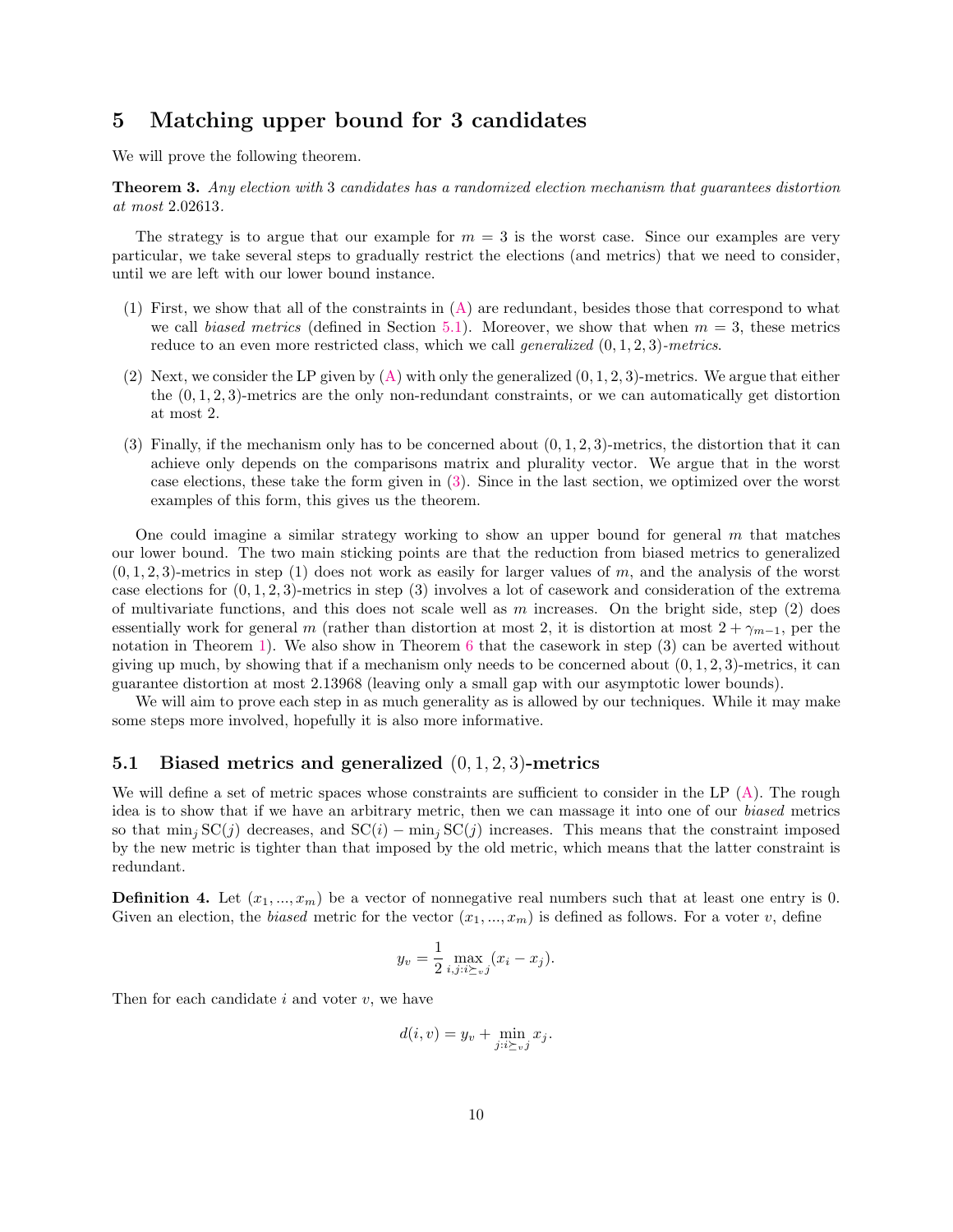# 5 Matching upper bound for 3 candidates

We will prove the following theorem.

**Theorem 3.** *Any election with* 3 *candidates has a randomized election mechanism that guarantees distortion at most* 2.02613*.*

The strategy is to argue that our example for $m = 3$ is the worst case. Since our examples are very particular, we take several steps to gradually restrict the elections (and metrics) that we need to consider, until we are left with our lower bound instance.

(1) First, we show that all of the constraints in (A) are redundant, besides those that correspond to what we call *biased metrics* (defined in Section 5.1). Moreover, we show that when $m = 3$, these metrics reduce to an even more restricted class, which we call *generalized* $(0, 1, 2, 3)$*-metrics*.

(2) Next, we consider the LP given by (A) with only the generalized $(0, 1, 2, 3)$-metrics. We argue that either the $(0, 1, 2, 3)$-metrics are the only non-redundant constraints, or we can automatically get distortion at most 2.

(3) Finally, if the mechanism only has to be concerned about $(0, 1, 2, 3)$-metrics, the distortion that it can achieve only depends on the comparisons matrix and plurality vector. We argue that in the worst case elections, these take the form given in (3). Since in the last section, we optimized over the worst examples of this form, this gives us the theorem.

One could imagine a similar strategy working to show an upper bound for general $m$ that matches our lower bound. The two main sticking points are that the reduction from biased metrics to generalized $(0, 1, 2, 3)$-metrics in step (1) does not work as easily for larger values of $m$, and the analysis of the worst case elections for $(0, 1, 2, 3)$-metrics in step (3) involves a lot of casework and consideration of the extrema of multivariate functions, and this does not scale well as $m$ increases. On the bright side, step (2) does essentially work for general $m$ (rather than distortion at most 2, it is distortion at most $2 + \gamma_{m-1}$, per the notation in Theorem 1). We also show in Theorem 6 that the casework in step (3) can be averted without giving up much, by showing that if a mechanism only needs to be concerned about $(0, 1, 2, 3)$-metrics, it can guarantee distortion at most 2.13968 (leaving only a small gap with our asymptotic lower bounds).

We will aim to prove each step in as much generality as is allowed by our techniques. While it may make some steps more involved, hopefully it is also more informative.

## 5.1 Biased metrics and generalized $(0, 1, 2, 3)$-metrics

We will define a set of metric spaces whose constraints are sufficient to consider in the LP (A). The rough idea is to show that if we have an arbitrary metric, then we can massage it into one of our *biased* metrics so that $\min_j \mathrm{SC}(j)$ decreases, and $\mathrm{SC}(i) - \min_j \mathrm{SC}(j)$ increases. This means that the constraint imposed by the new metric is tighter than that imposed by the old metric, which means that the latter constraint is redundant.

**Definition 4.** Let $(x_1, ..., x_m)$ be a vector of nonnegative real numbers such that at least one entry is 0. Given an election, the *biased* metric for the vector $(x_1, ..., x_m)$ is defined as follows. For a voter $v$, define

$$y_v = \frac{1}{2} \max_{i,j: i \succeq_v j} (x_i - x_j).$$

Then for each candidate $i$ and voter $v$, we have

$$d(i, v) = y_v + \min_{j: i \succeq_v j} x_j.$$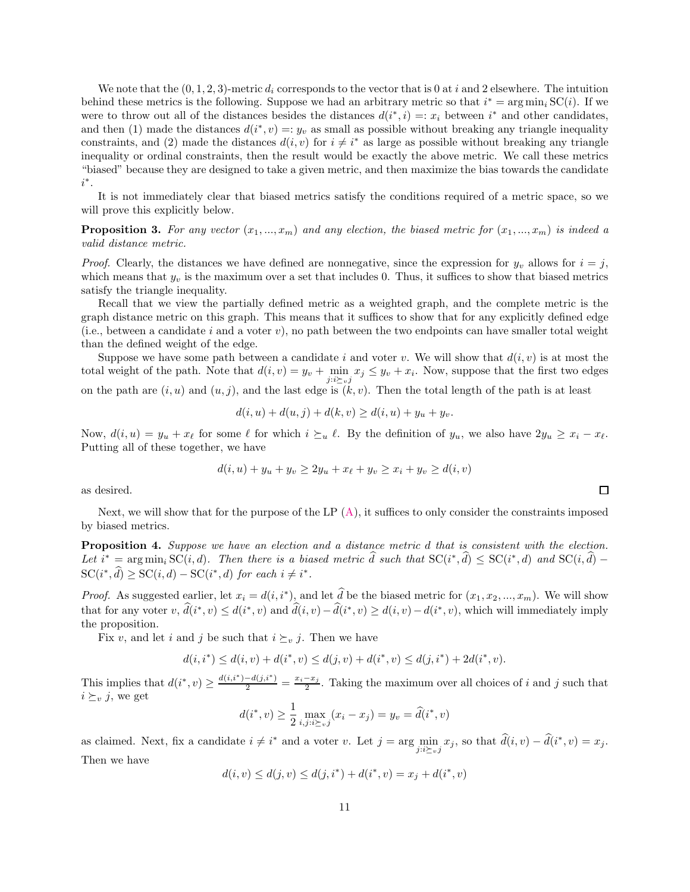We note that the $(0, 1, 2, 3)$-metric $d_i$ corresponds to the vector that is 0 at $i$ and 2 elsewhere. The intuition behind these metrics is the following. Suppose we had an arbitrary metric so that $i^* = \arg\min_i \mathrm{SC}(i)$. If we were to throw out all of the distances besides the distances $d(i^*, i) =: x_i$ between $i^*$ and other candidates, and then (1) made the distances $d(i^*, v) =: y_v$ as small as possible without breaking any triangle inequality constraints, and (2) made the distances $d(i, v)$ for $i \neq i^*$ as large as possible without breaking any triangle inequality or ordinal constraints, then the result would be exactly the above metric. We call these metrics "biased" because they are designed to take a given metric, and then maximize the bias towards the candidate $i^*$.

It is not immediately clear that biased metrics satisfy the conditions required of a metric space, so we will prove this explicitly below.

**Proposition 3.** *For any vector $(x_1, ..., x_m)$ and any election, the biased metric for $(x_1, ..., x_m)$ is indeed a valid distance metric.*

*Proof.* Clearly, the distances we have defined are nonnegative, since the expression for $y_v$ allows for $i = j$, which means that $y_v$ is the maximum over a set that includes 0. Thus, it suffices to show that biased metrics satisfy the triangle inequality.

Recall that we view the partially defined metric as a weighted graph, and the complete metric is the graph distance metric on this graph. This means that it suffices to show that for any explicitly defined edge (i.e., between a candidate $i$ and a voter $v$), no path between the two endpoints can have smaller total weight than the defined weight of the edge.

Suppose we have some path between a candidate $i$ and voter $v$. We will show that $d(i, v)$ is at most the total weight of the path. Note that $d(i, v) = y_v + \min_{j: i \succeq_v j} x_j \leq y_v + x_i$. Now, suppose that the first two edges on the path are $(i, u)$ and $(u, j)$, and the last edge is $(k, v)$. Then the total length of the path is at least

$$d(i, u) + d(u, j) + d(k, v) \geq d(i, u) + y_u + y_v.$$

Now, $d(i, u) = y_u + x_\ell$ for some $\ell$ for which $i \succeq_u \ell$. By the definition of $y_u$, we also have $2y_u \geq x_i - x_\ell$. Putting all of these together, we have

$$d(i, u) + y_u + y_v \geq 2y_u + x_\ell + y_v \geq x_i + y_v \geq d(i, v)$$

as desired. $\square$

Next, we will show that for the purpose of the LP (A), it suffices to only consider the constraints imposed by biased metrics.

**Proposition 4.** *Suppose we have an election and a distance metric $d$ that is consistent with the election. Let $i^* = \arg\min_i \mathrm{SC}(i, d)$. Then there is a biased metric $\widehat{d}$ such that $\mathrm{SC}(i^*, \widehat{d}) \leq \mathrm{SC}(i^*, d)$ and $\mathrm{SC}(i, \widehat{d}) - \mathrm{SC}(i^*, \widehat{d}) \geq \mathrm{SC}(i, d) - \mathrm{SC}(i^*, d)$ for each $i \neq i^*$.*

*Proof.* As suggested earlier, let $x_i = d(i, i^*)$, and let $\widehat{d}$ be the biased metric for $(x_1, x_2, ..., x_m)$. We will show that for any voter $v$, $\widehat{d}(i^*, v) \leq d(i^*, v)$ and $\widehat{d}(i, v) - \widehat{d}(i^*, v) \geq d(i, v) - d(i^*, v)$, which will immediately imply the proposition.

Fix $v$, and let $i$ and $j$ be such that $i \succeq_v j$. Then we have

$$d(i, i^*) \leq d(i, v) + d(i^*, v) \leq d(j, v) + d(i^*, v) \leq d(j, i^*) + 2d(i^*, v).$$

This implies that $d(i^*, v) \geq \frac{d(i,i^*) - d(j,i^*)}{2} = \frac{x_i - x_j}{2}$. Taking the maximum over all choices of $i$ and $j$ such that $i \succeq_v j$, we get

$$d(i^*, v) \geq \frac{1}{2} \max_{i,j: i \succeq_v j} (x_i - x_j) = y_v = \widehat{d}(i^*, v)$$

as claimed. Next, fix a candidate $i \neq i^*$ and a voter $v$. Let $j = \arg\min_{j: i \succeq_v j} x_j$, so that $\widehat{d}(i, v) - \widehat{d}(i^*, v) = x_j$. Then we have

$$d(i, v) \leq d(j, v) \leq d(j, i^*) + d(i^*, v) = x_j + d(i^*, v)$$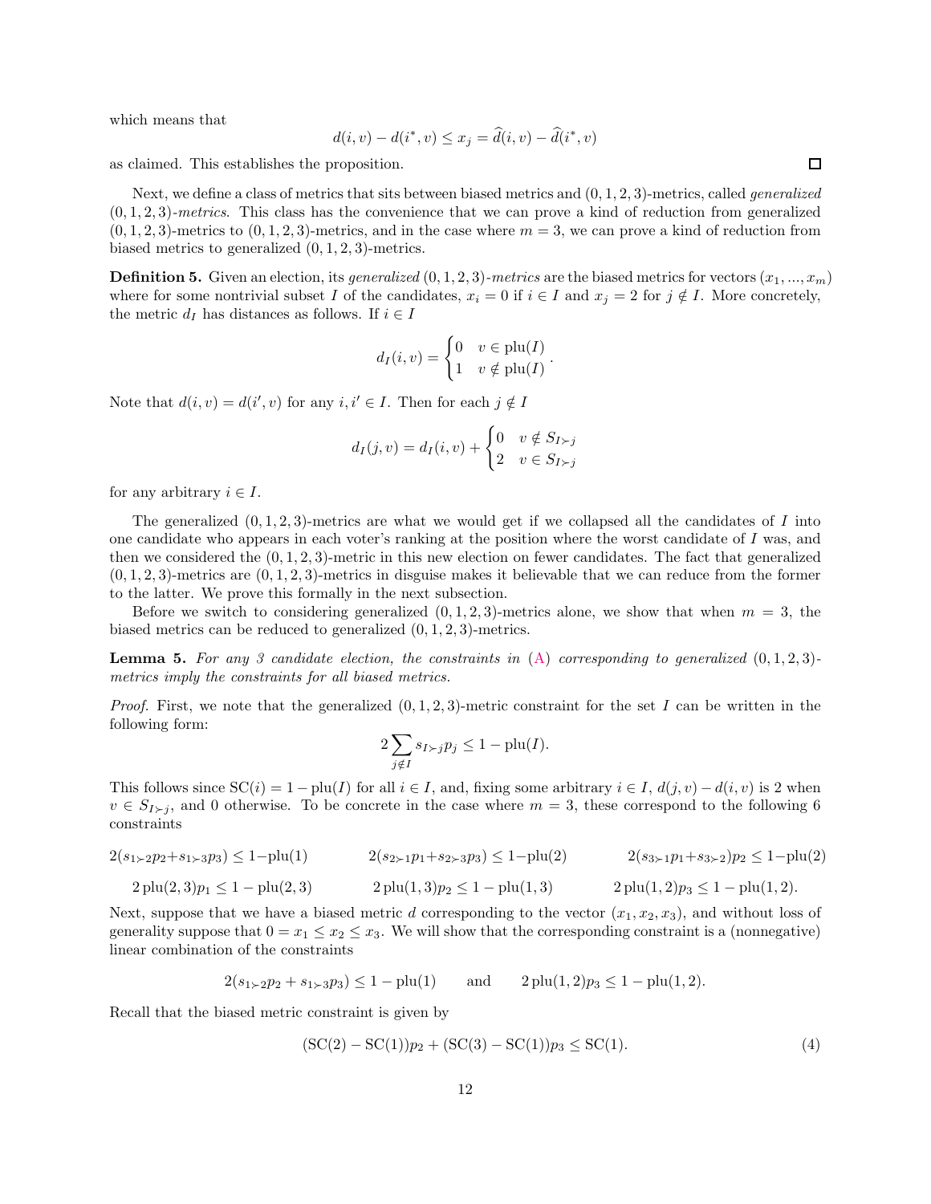which means that

$$d(i, v) - d(i^*, v) \leq x_j = \widehat{d}(i, v) - \widehat{d}(i^*, v)$$

as claimed. This establishes the proposition. ☐

Next, we define a class of metrics that sits between biased metrics and $(0, 1, 2, 3)$-metrics, called *generalized* $(0, 1, 2, 3)$*-metrics*. This class has the convenience that we can prove a kind of reduction from generalized $(0, 1, 2, 3)$-metrics to $(0, 1, 2, 3)$-metrics, and in the case where $m = 3$, we can prove a kind of reduction from biased metrics to generalized $(0, 1, 2, 3)$-metrics.

**Definition 5.** Given an election, its *generalized* $(0, 1, 2, 3)$*-metrics* are the biased metrics for vectors $(x_1, ..., x_m)$ where for some nontrivial subset $I$ of the candidates, $x_i = 0$ if $i \in I$ and $x_j = 2$ for $j \notin I$. More concretely, the metric $d_I$ has distances as follows. If $i \in I$

$$d_I(i, v) = \begin{cases} 0 & v \in \text{plu}(I) \\ 1 & v \notin \text{plu}(I) \end{cases}.$$

Note that $d(i, v) = d(i', v)$ for any $i, i' \in I$. Then for each $j \notin I$

$$d_I(j, v) = d_I(i, v) + \begin{cases} 0 & v \notin S_{I \succ j} \\ 2 & v \in S_{I \succ j} \end{cases}$$

for any arbitrary $i \in I$.

The generalized $(0, 1, 2, 3)$-metrics are what we would get if we collapsed all the candidates of $I$ into one candidate who appears in each voter's ranking at the position where the worst candidate of $I$ was, and then we considered the $(0, 1, 2, 3)$-metric in this new election on fewer candidates. The fact that generalized $(0, 1, 2, 3)$-metrics are $(0, 1, 2, 3)$-metrics in disguise makes it believable that we can reduce from the former to the latter. We prove this formally in the next subsection.

Before we switch to considering generalized $(0, 1, 2, 3)$-metrics alone, we show that when $m = 3$, the biased metrics can be reduced to generalized $(0, 1, 2, 3)$-metrics.

**Lemma 5.** *For any 3 candidate election, the constraints in (A) corresponding to generalized $(0, 1, 2, 3)$-metrics imply the constraints for all biased metrics.*

*Proof.* First, we note that the generalized $(0, 1, 2, 3)$-metric constraint for the set $I$ can be written in the following form:

$$2 \sum_{j \notin I} s_{I \succ j} p_j \leq 1 - \text{plu}(I).$$

This follows since $\text{SC}(i) = 1 - \text{plu}(I)$ for all $i \in I$, and, fixing some arbitrary $i \in I$, $d(j, v) - d(i, v)$ is 2 when $v \in S_{I \succ j}$, and 0 otherwise. To be concrete in the case where $m = 3$, these correspond to the following 6 constraints

$$2(s_{1 \succ 2} p_2 + s_{1 \succ 3} p_3) \leq 1 - \text{plu}(1) \qquad 2(s_{2 \succ 1} p_1 + s_{2 \succ 3} p_3) \leq 1 - \text{plu}(2) \qquad 2(s_{3 \succ 1} p_1 + s_{3 \succ 2}) p_2 \leq 1 - \text{plu}(2)$$

$$2 \,\text{plu}(2, 3) p_1 \leq 1 - \text{plu}(2, 3) \qquad 2 \,\text{plu}(1, 3) p_2 \leq 1 - \text{plu}(1, 3) \qquad 2 \,\text{plu}(1, 2) p_3 \leq 1 - \text{plu}(1, 2).$$

Next, suppose that we have a biased metric $d$ corresponding to the vector $(x_1, x_2, x_3)$, and without loss of generality suppose that $0 = x_1 \leq x_2 \leq x_3$. We will show that the corresponding constraint is a (nonnegative) linear combination of the constraints

$$2(s_{1 \succ 2} p_2 + s_{1 \succ 3} p_3) \leq 1 - \text{plu}(1) \qquad \text{and} \qquad 2 \,\text{plu}(1, 2) p_3 \leq 1 - \text{plu}(1, 2).$$

Recall that the biased metric constraint is given by

$$(\text{SC}(2) - \text{SC}(1)) p_2 + (\text{SC}(3) - \text{SC}(1)) p_3 \leq \text{SC}(1). \tag{4}$$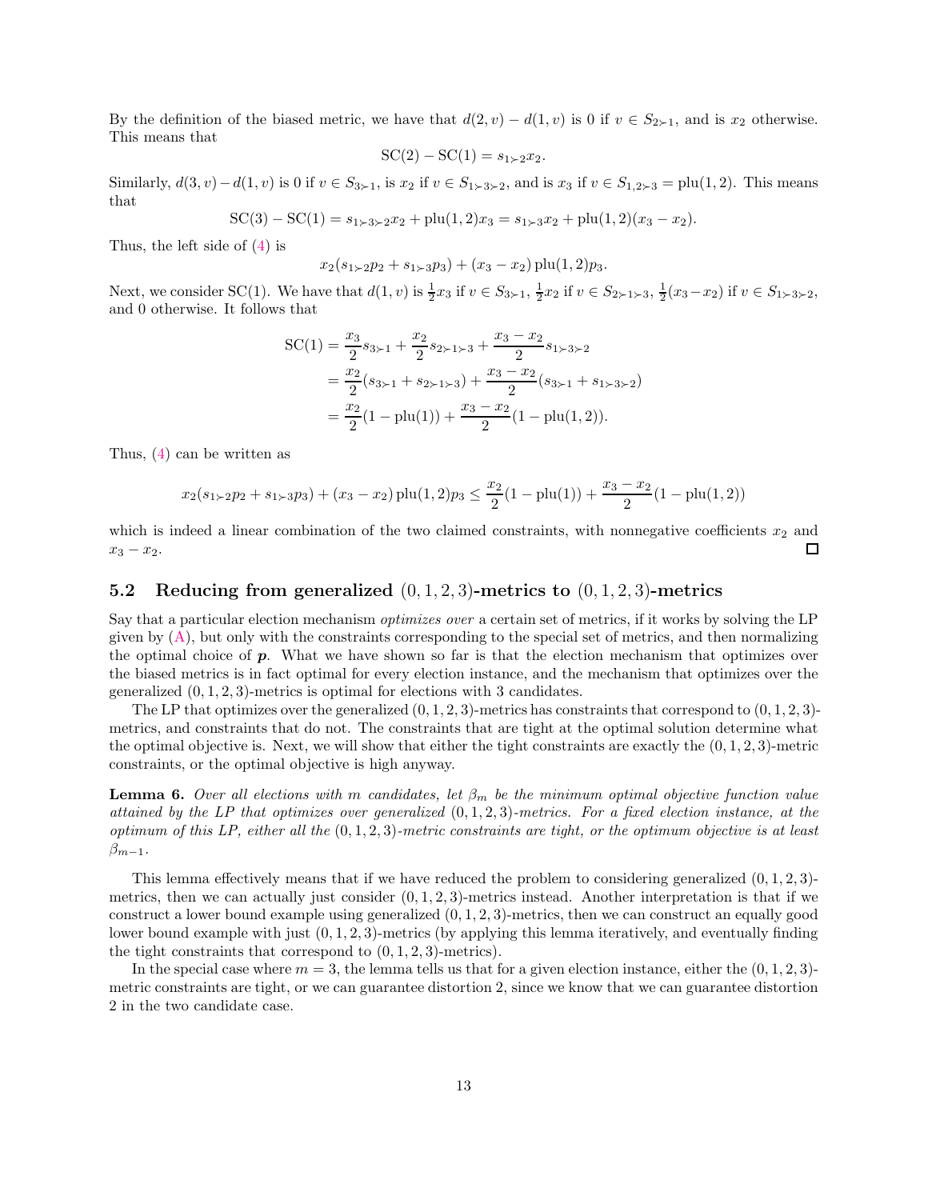By the definition of the biased metric, we have that $d(2, v) - d(1, v)$ is 0 if $v \in S_{2\succ 1}$, and is $x_2$ otherwise. This means that

$$\mathrm{SC}(2) - \mathrm{SC}(1) = s_{1\succ 2} x_2.$$

Similarly, $d(3, v) - d(1, v)$ is 0 if $v \in S_{3\succ 1}$, is $x_2$ if $v \in S_{1\succ 3\succ 2}$, and is $x_3$ if $v \in S_{1,2\succ 3} = \mathrm{plu}(1, 2)$. This means that

$$\mathrm{SC}(3) - \mathrm{SC}(1) = s_{1\succ 3\succ 2} x_2 + \mathrm{plu}(1, 2) x_3 = s_{1\succ 3} x_2 + \mathrm{plu}(1, 2)(x_3 - x_2).$$

Thus, the left side of (4) is

$$x_2(s_{1\succ 2} p_2 + s_{1\succ 3} p_3) + (x_3 - x_2)\,\mathrm{plu}(1, 2) p_3.$$

Next, we consider $\mathrm{SC}(1)$. We have that $d(1, v)$ is $\frac{1}{2} x_3$ if $v \in S_{3\succ 1}$, $\frac{1}{2} x_2$ if $v \in S_{2\succ 1\succ 3}$, $\frac{1}{2}(x_3 - x_2)$ if $v \in S_{1\succ 3\succ 2}$, and 0 otherwise. It follows that

$$\begin{aligned}
\mathrm{SC}(1) &= \frac{x_3}{2} s_{3\succ 1} + \frac{x_2}{2} s_{2\succ 1\succ 3} + \frac{x_3 - x_2}{2} s_{1\succ 3\succ 2} \\
&= \frac{x_2}{2}(s_{3\succ 1} + s_{2\succ 1\succ 3}) + \frac{x_3 - x_2}{2}(s_{3\succ 1} + s_{1\succ 3\succ 2}) \\
&= \frac{x_2}{2}(1 - \mathrm{plu}(1)) + \frac{x_3 - x_2}{2}(1 - \mathrm{plu}(1, 2)).
\end{aligned}$$

Thus, (4) can be written as

$$x_2(s_{1\succ 2} p_2 + s_{1\succ 3} p_3) + (x_3 - x_2)\,\mathrm{plu}(1, 2) p_3 \le \frac{x_2}{2}(1 - \mathrm{plu}(1)) + \frac{x_3 - x_2}{2}(1 - \mathrm{plu}(1, 2))$$

which is indeed a linear combination of the two claimed constraints, with nonnegative coefficients $x_2$ and $x_3 - x_2$. □

## 5.2 Reducing from generalized $(0, 1, 2, 3)$-metrics to $(0, 1, 2, 3)$-metrics

Say that a particular election mechanism *optimizes over* a certain set of metrics, if it works by solving the LP given by (A), but only with the constraints corresponding to the special set of metrics, and then normalizing the optimal choice of $\boldsymbol{p}$. What we have shown so far is that the election mechanism that optimizes over the biased metrics is in fact optimal for every election instance, and the mechanism that optimizes over the generalized $(0, 1, 2, 3)$-metrics is optimal for elections with 3 candidates.

The LP that optimizes over the generalized $(0, 1, 2, 3)$-metrics has constraints that correspond to $(0, 1, 2, 3)$-metrics, and constraints that do not. The constraints that are tight at the optimal solution determine what the optimal objective is. Next, we will show that either the tight constraints are exactly the $(0, 1, 2, 3)$-metric constraints, or the optimal objective is high anyway.

**Lemma 6.** *Over all elections with $m$ candidates, let $\beta_m$ be the minimum optimal objective function value attained by the LP that optimizes over generalized $(0, 1, 2, 3)$-metrics. For a fixed election instance, at the optimum of this LP, either all the $(0, 1, 2, 3)$-metric constraints are tight, or the optimum objective is at least $\beta_{m-1}$.*

This lemma effectively means that if we have reduced the problem to considering generalized $(0, 1, 2, 3)$-metrics, then we can actually just consider $(0, 1, 2, 3)$-metrics instead. Another interpretation is that if we construct a lower bound example using generalized $(0, 1, 2, 3)$-metrics, then we can construct an equally good lower bound example with just $(0, 1, 2, 3)$-metrics (by applying this lemma iteratively, and eventually finding the tight constraints that correspond to $(0, 1, 2, 3)$-metrics).

In the special case where $m = 3$, the lemma tells us that for a given election instance, either the $(0, 1, 2, 3)$-metric constraints are tight, or we can guarantee distortion 2, since we know that we can guarantee distortion 2 in the two candidate case.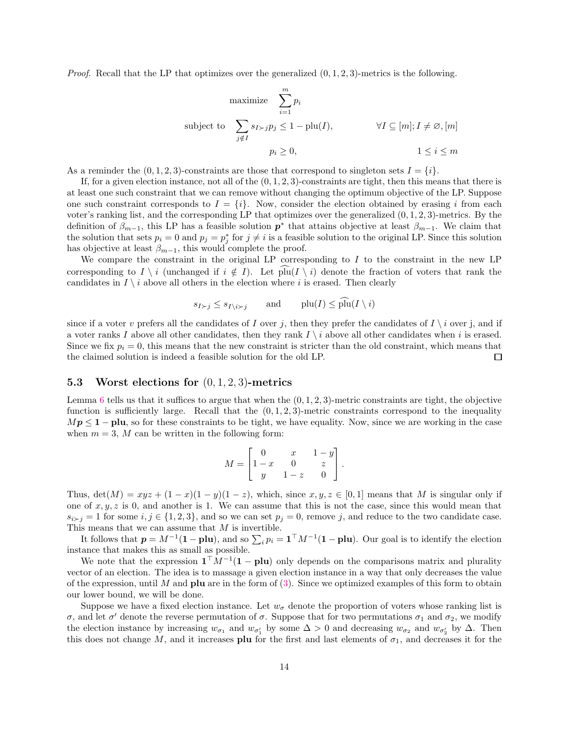*Proof.* Recall that the LP that optimizes over the generalized $(0,1,2,3)$-metrics is the following.

$$
\begin{aligned}
\text{maximize} \quad & \sum_{i=1}^{m} p_i \\
\text{subject to} \quad & \sum_{j \notin I} s_{I \succ j} p_j \le 1 - \mathrm{plu}(I), && \forall I \subseteq [m]; I \neq \varnothing, [m] \\
& p_i \ge 0, && 1 \le i \le m
\end{aligned}
$$

As a reminder the $(0,1,2,3)$-constraints are those that correspond to singleton sets $I = \{i\}$.

If, for a given election instance, not all of the $(0,1,2,3)$-constraints are tight, then this means that there is at least one such constraint that we can remove without changing the optimum objective of the LP. Suppose one such constraint corresponds to $I = \{i\}$. Now, consider the election obtained by erasing $i$ from each voter's ranking list, and the corresponding LP that optimizes over the generalized $(0,1,2,3)$-metrics. By the definition of $\beta_{m-1}$, this LP has a feasible solution $\boldsymbol{p}^*$ that attains objective at least $\beta_{m-1}$. We claim that the solution that sets $p_i = 0$ and $p_j = p_j^*$ for $j \neq i$ is a feasible solution to the original LP. Since this solution has objective at least $\beta_{m-1}$, this would complete the proof.

We compare the constraint in the original LP corresponding to $I$ to the constraint in the new LP corresponding to $I \setminus i$ (unchanged if $i \notin I$). Let $\widehat{\mathrm{plu}}(I \setminus i)$ denote the fraction of voters that rank the candidates in $I \setminus i$ above all others in the election where $i$ is erased. Then clearly

$$
s_{I \succ j} \le s_{I \setminus i \succ j} \qquad \text{and} \qquad \mathrm{plu}(I) \le \widehat{\mathrm{plu}}(I \setminus i)
$$

since if a voter $v$ prefers all the candidates of $I$ over $j$, then they prefer the candidates of $I \setminus i$ over j, and if a voter ranks $I$ above all other candidates, then they rank $I \setminus i$ above all other candidates when $i$ is erased. Since we fix $p_i = 0$, this means that the new constraint is stricter than the old constraint, which means that the claimed solution is indeed a feasible solution for the old LP. $\square$

## 5.3 Worst elections for $(0,1,2,3)$-metrics

Lemma 6 tells us that it suffices to argue that when the $(0,1,2,3)$-metric constraints are tight, the objective function is sufficiently large. Recall that the $(0,1,2,3)$-metric constraints correspond to the inequality $M\boldsymbol{p} \le \mathbf{1} - \mathbf{plu}$, so for these constraints to be tight, we have equality. Now, since we are working in the case when $m = 3$, $M$ can be written in the following form:

$$
M = \begin{bmatrix} 0 & x & 1-y \\ 1-x & 0 & z \\ y & 1-z & 0 \end{bmatrix}.
$$

Thus, $\det(M) = xyz + (1-x)(1-y)(1-z)$, which, since $x, y, z \in [0,1]$ means that $M$ is singular only if one of $x, y, z$ is 0, and another is 1. We can assume that this is not the case, since this would mean that $s_{i \succ j} = 1$ for some $i, j \in \{1,2,3\}$, and so we can set $p_j = 0$, remove $j$, and reduce to the two candidate case. This means that we can assume that $M$ is invertible.

It follows that $\boldsymbol{p} = M^{-1}(\mathbf{1} - \mathbf{plu})$, and so $\sum_i p_i = \mathbf{1}^\top M^{-1}(\mathbf{1} - \mathbf{plu})$. Our goal is to identify the election instance that makes this as small as possible.

We note that the expression $\mathbf{1}^\top M^{-1}(\mathbf{1} - \mathbf{plu})$ only depends on the comparisons matrix and plurality vector of an election. The idea is to massage a given election instance in a way that only decreases the value of the expression, until $M$ and $\mathbf{plu}$ are in the form of (3). Since we optimized examples of this form to obtain our lower bound, we will be done.

Suppose we have a fixed election instance. Let $w_\sigma$ denote the proportion of voters whose ranking list is $\sigma$, and let $\sigma'$ denote the reverse permutation of $\sigma$. Suppose that for two permutations $\sigma_1$ and $\sigma_2$, we modify the election instance by increasing $w_{\sigma_1}$ and $w_{\sigma_1'}$ by some $\Delta > 0$ and decreasing $w_{\sigma_2}$ and $w_{\sigma_2'}$ by $\Delta$. Then this does not change $M$, and it increases $\mathbf{plu}$ for the first and last elements of $\sigma_1$, and decreases it for the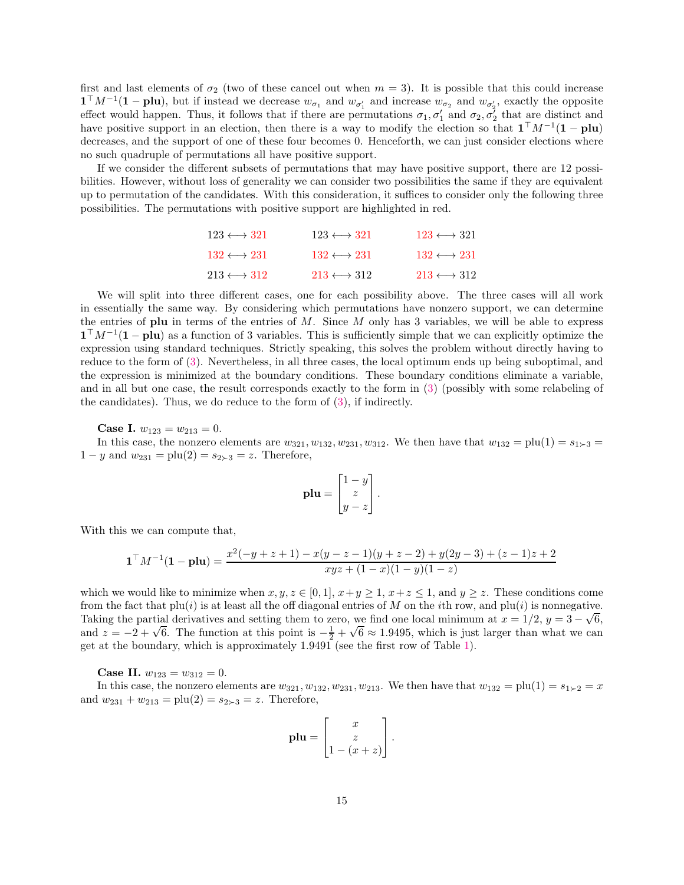first and last elements of $\sigma_2$ (two of these cancel out when $m = 3$). It is possible that this could increase $\mathbf{1}^\top M^{-1}(\mathbf{1} - \mathbf{plu})$, but if instead we decrease $w_{\sigma_1}$ and $w_{\sigma_1'}$ and increase $w_{\sigma_2}$ and $w_{\sigma_2'}$, exactly the opposite effect would happen. Thus, it follows that if there are permutations $\sigma_1, \sigma_1'$ and $\sigma_2, \sigma_2'$ that are distinct and have positive support in an election, then there is a way to modify the election so that $\mathbf{1}^\top M^{-1}(\mathbf{1} - \mathbf{plu})$ decreases, and the support of one of these four becomes 0. Henceforth, we can just consider elections where no such quadruple of permutations all have positive support.

If we consider the different subsets of permutations that may have positive support, there are 12 possibilities. However, without loss of generality we can consider two possibilities the same if they are equivalent up to permutation of the candidates. With this consideration, it suffices to consider only the following three possibilities. The permutations with positive support are highlighted in red.

| | | |
|---|---|---|
| $123 \longleftrightarrow$ **321** | $123 \longleftrightarrow$ **321** | **123** $\longleftrightarrow 321$ |
| **132** $\longleftrightarrow$ **231** | **132** $\longleftrightarrow$ **231** | **132** $\longleftrightarrow$ **231** |
| $213 \longleftrightarrow$ **312** | **213** $\longleftrightarrow 312$ | **213** $\longleftrightarrow 312$ |

We will split into three different cases, one for each possibility above. The three cases will all work in essentially the same way. By considering which permutations have nonzero support, we can determine the entries of $\mathbf{plu}$ in terms of the entries of $M$. Since $M$ only has 3 variables, we will be able to express $\mathbf{1}^\top M^{-1}(\mathbf{1} - \mathbf{plu})$ as a function of 3 variables. This is sufficiently simple that we can explicitly optimize the expression using standard techniques. Strictly speaking, this solves the problem without directly having to reduce to the form of (3). Nevertheless, in all three cases, the local optimum ends up being suboptimal, and the expression is minimized at the boundary conditions. These boundary conditions eliminate a variable, and in all but one case, the result corresponds exactly to the form in (3) (possibly with some relabeling of the candidates). Thus, we do reduce to the form of (3), if indirectly.

**Case I.** $w_{123} = w_{213} = 0$.

In this case, the nonzero elements are $w_{321}, w_{132}, w_{231}, w_{312}$. We then have that $w_{132} = \text{plu}(1) = s_{1\succ 3} = 1 - y$ and $w_{231} = \text{plu}(2) = s_{2\succ 3} = z$. Therefore,

$$\mathbf{plu} = \begin{bmatrix} 1-y \\ z \\ y-z \end{bmatrix}.$$

With this we can compute that,

$$\mathbf{1}^\top M^{-1}(\mathbf{1} - \mathbf{plu}) = \frac{x^2(-y+z+1) - x(y-z-1)(y+z-2) + y(2y-3) + (z-1)z + 2}{xyz + (1-x)(1-y)(1-z)}$$

which we would like to minimize when $x, y, z \in [0, 1]$, $x + y \geq 1$, $x + z \leq 1$, and $y \geq z$. These conditions come from the fact that $\text{plu}(i)$ is at least all the off diagonal entries of $M$ on the $i$th row, and $\text{plu}(i)$ is nonnegative. Taking the partial derivatives and setting them to zero, we find one local minimum at $x = 1/2$, $y = 3 - \sqrt{6}$, and $z = -2 + \sqrt{6}$. The function at this point is $-\frac{1}{2} + \sqrt{6} \approx 1.9495$, which is just larger than what we can get at the boundary, which is approximately 1.9491 (see the first row of Table 1).

**Case II.** $w_{123} = w_{312} = 0$.

In this case, the nonzero elements are $w_{321}, w_{132}, w_{231}, w_{213}$. We then have that $w_{132} = \text{plu}(1) = s_{1\succ 2} = x$ and $w_{231} + w_{213} = \text{plu}(2) = s_{2\succ 3} = z$. Therefore,

$$\mathbf{plu} = \begin{bmatrix} x \\ z \\ 1-(x+z) \end{bmatrix}.$$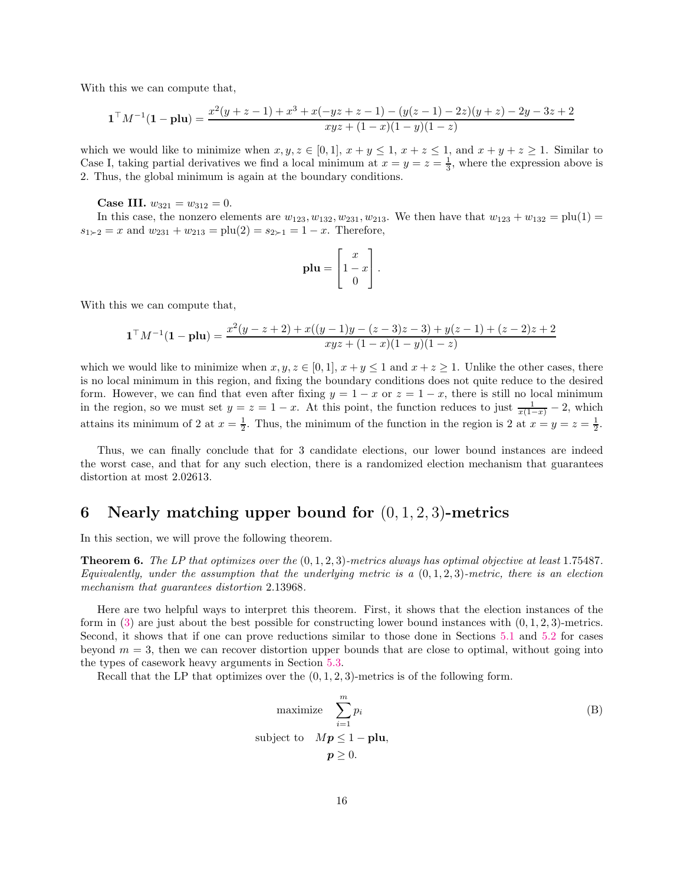With this we can compute that,

$$\mathbf{1}^\top M^{-1}(\mathbf{1} - \mathbf{plu}) = \frac{x^2(y+z-1) + x^3 + x(-yz+z-1) - (y(z-1)-2z)(y+z) - 2y - 3z + 2}{xyz + (1-x)(1-y)(1-z)}$$

which we would like to minimize when $x, y, z \in [0, 1]$, $x + y \leq 1$, $x + z \leq 1$, and $x + y + z \geq 1$. Similar to Case I, taking partial derivatives we find a local minimum at $x = y = z = \frac{1}{3}$, where the expression above is 2. Thus, the global minimum is again at the boundary conditions.

**Case III.** $w_{321} = w_{312} = 0$.

In this case, the nonzero elements are $w_{123}, w_{132}, w_{231}, w_{213}$. We then have that $w_{123} + w_{132} = \text{plu}(1) = s_{1 \succ 2} = x$ and $w_{231} + w_{213} = \text{plu}(2) = s_{2 \succ 1} = 1 - x$. Therefore,

$$\mathbf{plu} = \begin{bmatrix} x \\ 1-x \\ 0 \end{bmatrix}.$$

With this we can compute that,

$$\mathbf{1}^\top M^{-1}(\mathbf{1} - \mathbf{plu}) = \frac{x^2(y-z+2) + x((y-1)y - (z-3)z - 3) + y(z-1) + (z-2)z + 2}{xyz + (1-x)(1-y)(1-z)}$$

which we would like to minimize when $x, y, z \in [0, 1]$, $x + y \leq 1$ and $x + z \geq 1$. Unlike the other cases, there is no local minimum in this region, and fixing the boundary conditions does not quite reduce to the desired form. However, we can find that even after fixing $y = 1 - x$ or $z = 1 - x$, there is still no local minimum in the region, so we must set $y = z = 1 - x$. At this point, the function reduces to just $\frac{1}{x(1-x)} - 2$, which attains its minimum of 2 at $x = \frac{1}{2}$. Thus, the minimum of the function in the region is 2 at $x = y = z = \frac{1}{2}$.

Thus, we can finally conclude that for 3 candidate elections, our lower bound instances are indeed the worst case, and that for any such election, there is a randomized election mechanism that guarantees distortion at most 2.02613.

# 6 Nearly matching upper bound for $(0, 1, 2, 3)$-metrics

In this section, we will prove the following theorem.

**Theorem 6.** *The LP that optimizes over the $(0, 1, 2, 3)$-metrics always has optimal objective at least 1.75487. Equivalently, under the assumption that the underlying metric is a $(0, 1, 2, 3)$-metric, there is an election mechanism that guarantees distortion 2.13968.*

Here are two helpful ways to interpret this theorem. First, it shows that the election instances of the form in (3) are just about the best possible for constructing lower bound instances with $(0, 1, 2, 3)$-metrics. Second, it shows that if one can prove reductions similar to those done in Sections 5.1 and 5.2 for cases beyond $m = 3$, then we can recover distortion upper bounds that are close to optimal, without going into the types of casework heavy arguments in Section 5.3.

Recall that the LP that optimizes over the $(0, 1, 2, 3)$-metrics is of the following form.

$$\begin{aligned} \text{maximize} \quad & \sum_{i=1}^{m} p_i \\ \text{subject to} \quad & M\boldsymbol{p} \leq 1 - \mathbf{plu}, \\ & \boldsymbol{p} \geq 0. \end{aligned} \tag{B}$$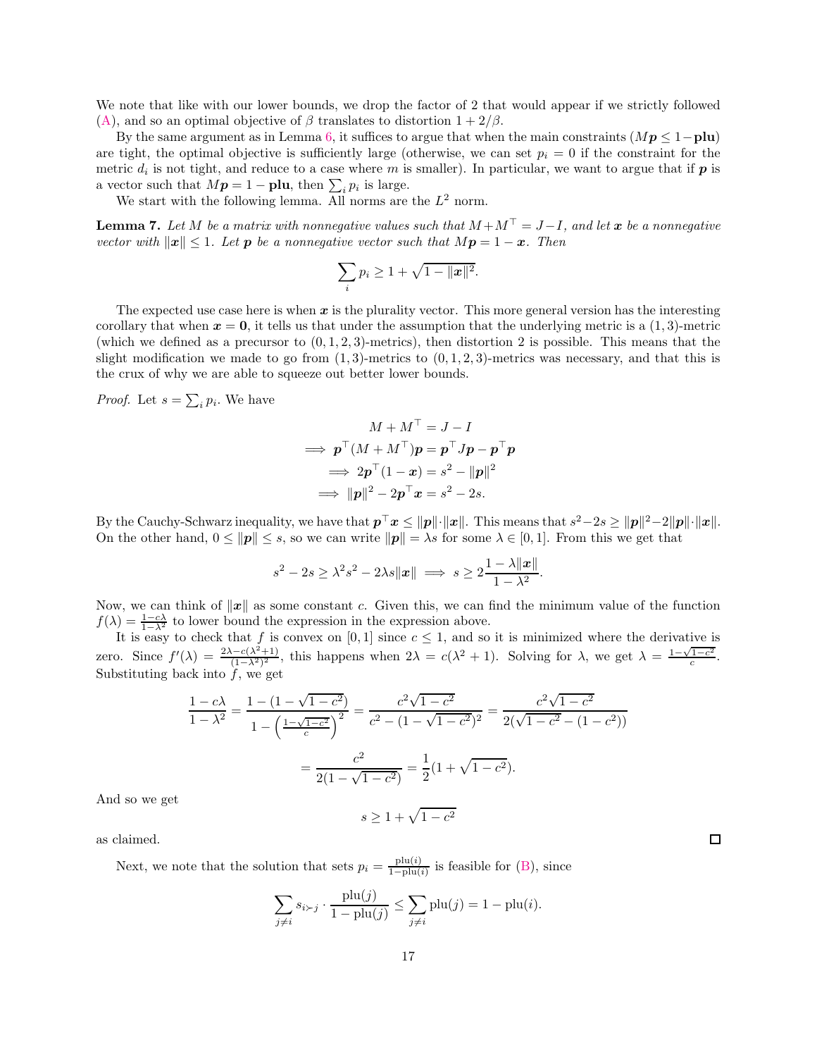We note that like with our lower bounds, we drop the factor of 2 that would appear if we strictly followed (A), and so an optimal objective of $\beta$ translates to distortion $1 + 2/\beta$.

By the same argument as in Lemma 6, it suffices to argue that when the main constraints ($M\boldsymbol{p} \le 1 - \mathbf{plu}$) are tight, the optimal objective is sufficiently large (otherwise, we can set $p_i = 0$ if the constraint for the metric $d_i$ is not tight, and reduce to a case where $m$ is smaller). In particular, we want to argue that if $\boldsymbol{p}$ is a vector such that $M\boldsymbol{p} = 1 - \mathbf{plu}$, then $\sum_i p_i$ is large.

We start with the following lemma. All norms are the $L^2$ norm.

**Lemma 7.** *Let $M$ be a matrix with nonnegative values such that $M + M^\top = J - I$, and let $\boldsymbol{x}$ be a nonnegative vector with $\|\boldsymbol{x}\| \le 1$. Let $\boldsymbol{p}$ be a nonnegative vector such that $M\boldsymbol{p} = 1 - \boldsymbol{x}$. Then*

$$\sum_i p_i \ge 1 + \sqrt{1 - \|\boldsymbol{x}\|^2}.$$

The expected use case here is when $\boldsymbol{x}$ is the plurality vector. This more general version has the interesting corollary that when $\boldsymbol{x} = \mathbf{0}$, it tells us that under the assumption that the underlying metric is a $(1, 3)$-metric (which we defined as a precursor to $(0, 1, 2, 3)$-metrics), then distortion 2 is possible. This means that the slight modification we made to go from $(1, 3)$-metrics to $(0, 1, 2, 3)$-metrics was necessary, and that this is the crux of why we are able to squeeze out better lower bounds.

*Proof.* Let $s = \sum_i p_i$. We have

$$\begin{aligned}
& M + M^\top = J - I \\
\implies & \boldsymbol{p}^\top (M + M^\top)\boldsymbol{p} = \boldsymbol{p}^\top J \boldsymbol{p} - \boldsymbol{p}^\top \boldsymbol{p} \\
\implies & 2\boldsymbol{p}^\top (1 - \boldsymbol{x}) = s^2 - \|\boldsymbol{p}\|^2 \\
\implies & \|\boldsymbol{p}\|^2 - 2\boldsymbol{p}^\top \boldsymbol{x} = s^2 - 2s.
\end{aligned}$$

By the Cauchy-Schwarz inequality, we have that $\boldsymbol{p}^\top \boldsymbol{x} \le \|\boldsymbol{p}\| \cdot \|\boldsymbol{x}\|$. This means that $s^2 - 2s \ge \|\boldsymbol{p}\|^2 - 2\|\boldsymbol{p}\| \cdot \|\boldsymbol{x}\|$. On the other hand, $0 \le \|\boldsymbol{p}\| \le s$, so we can write $\|\boldsymbol{p}\| = \lambda s$ for some $\lambda \in [0, 1]$. From this we get that

$$s^2 - 2s \ge \lambda^2 s^2 - 2\lambda s \|\boldsymbol{x}\| \implies s \ge 2\frac{1 - \lambda\|\boldsymbol{x}\|}{1 - \lambda^2}.$$

Now, we can think of $\|\boldsymbol{x}\|$ as some constant $c$. Given this, we can find the minimum value of the function $f(\lambda) = \frac{1 - c\lambda}{1 - \lambda^2}$ to lower bound the expression in the expression above.

It is easy to check that $f$ is convex on $[0, 1]$ since $c \le 1$, and so it is minimized where the derivative is zero. Since $f'(\lambda) = \frac{2\lambda - c(\lambda^2 + 1)}{(1 - \lambda^2)^2}$, this happens when $2\lambda = c(\lambda^2 + 1)$. Solving for $\lambda$, we get $\lambda = \frac{1 - \sqrt{1 - c^2}}{c}$. Substituting back into $f$, we get

$$\begin{aligned}
\frac{1 - c\lambda}{1 - \lambda^2} &= \frac{1 - (1 - \sqrt{1 - c^2})}{1 - \left(\frac{1 - \sqrt{1 - c^2}}{c}\right)^2} = \frac{c^2\sqrt{1 - c^2}}{c^2 - (1 - \sqrt{1 - c^2})^2} = \frac{c^2\sqrt{1 - c^2}}{2(\sqrt{1 - c^2} - (1 - c^2))} \\
&= \frac{c^2}{2(1 - \sqrt{1 - c^2})} = \frac{1}{2}(1 + \sqrt{1 - c^2}).
\end{aligned}$$

And so we get

$$s \ge 1 + \sqrt{1 - c^2}$$

as claimed. $\square$

Next, we note that the solution that sets $p_i = \frac{\text{plu}(i)}{1 - \text{plu}(i)}$ is feasible for (B), since

$$\sum_{j \ne i} s_{i \succ j} \cdot \frac{\text{plu}(j)}{1 - \text{plu}(j)} \le \sum_{j \ne i} \text{plu}(j) = 1 - \text{plu}(i).$$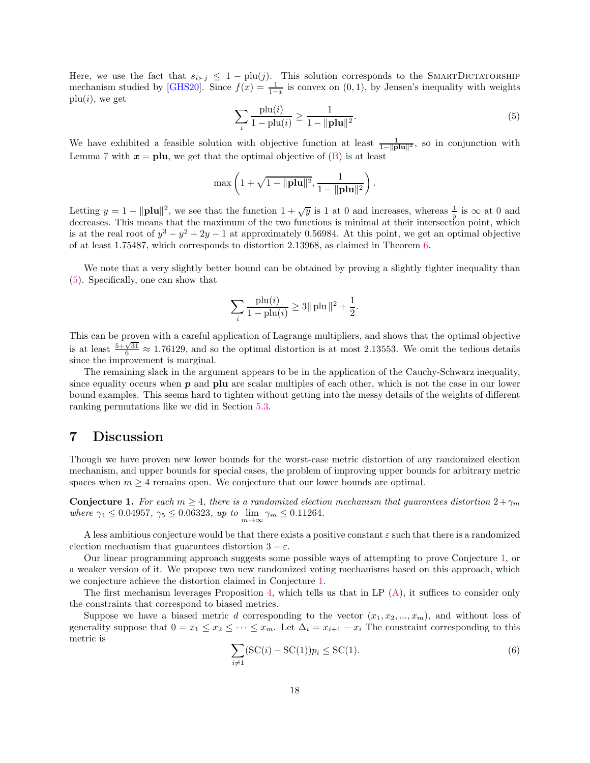Here, we use the fact that $s_{i \succ j} \leq 1 - \text{plu}(j)$. This solution corresponds to the SmartDictatorship mechanism studied by [GHS20]. Since $f(x) = \frac{1}{1-x}$ is convex on $(0, 1)$, by Jensen's inequality with weights $\text{plu}(i)$, we get

$$\sum_i \frac{\text{plu}(i)}{1 - \text{plu}(i)} \geq \frac{1}{1 - \|\mathbf{plu}\|^2}. \tag{5}$$

We have exhibited a feasible solution with objective function at least $\frac{1}{1-\|\mathbf{plu}\|^2}$, so in conjunction with Lemma 7 with $\boldsymbol{x} = \mathbf{plu}$, we get that the optimal objective of (B) is at least

$$\max\left(1 + \sqrt{1 - \|\mathbf{plu}\|^2}, \frac{1}{1 - \|\mathbf{plu}\|^2}\right).$$

Letting $y = 1 - \|\mathbf{plu}\|^2$, we see that the function $1 + \sqrt{y}$ is 1 at 0 and increases, whereas $\frac{1}{y}$ is $\infty$ at 0 and decreases. This means that the maximum of the two functions is minimal at their intersection point, which is at the real root of $y^3 - y^2 + 2y - 1$ at approximately 0.56984. At this point, we get an optimal objective of at least 1.75487, which corresponds to distortion 2.13968, as claimed in Theorem 6.

We note that a very slightly better bound can be obtained by proving a slightly tighter inequality than (5). Specifically, one can show that

$$\sum_i \frac{\text{plu}(i)}{1 - \text{plu}(i)} \geq 3\|\,\text{plu}\,\|^2 + \frac{1}{2}.$$

This can be proven with a careful application of Lagrange multipliers, and shows that the optimal objective is at least $\frac{5+\sqrt{31}}{6} \approx 1.76129$, and so the optimal distortion is at most 2.13553. We omit the tedious details since the improvement is marginal.

The remaining slack in the argument appears to be in the application of the Cauchy-Schwarz inequality, since equality occurs when $\boldsymbol{p}$ and $\mathbf{plu}$ are scalar multiples of each other, which is not the case in our lower bound examples. This seems hard to tighten without getting into the messy details of the weights of different ranking permutations like we did in Section 5.3.

## 7 Discussion

Though we have proven new lower bounds for the worst-case metric distortion of any randomized election mechanism, and upper bounds for special cases, the problem of improving upper bounds for arbitrary metric spaces when $m \geq 4$ remains open. We conjecture that our lower bounds are optimal.

**Conjecture 1.** *For each $m \geq 4$, there is a randomized election mechanism that guarantees distortion $2+\gamma_m$ where $\gamma_4 \leq 0.04957$, $\gamma_5 \leq 0.06323$, up to $\lim_{m\to\infty} \gamma_m \leq 0.11264$.*

A less ambitious conjecture would be that there exists a positive constant $\varepsilon$ such that there is a randomized election mechanism that guarantees distortion $3 - \varepsilon$.

Our linear programming approach suggests some possible ways of attempting to prove Conjecture 1, or a weaker version of it. We propose two new randomized voting mechanisms based on this approach, which we conjecture achieve the distortion claimed in Conjecture 1.

The first mechanism leverages Proposition 4, which tells us that in LP (A), it suffices to consider only the constraints that correspond to biased metrics.

Suppose we have a biased metric $d$ corresponding to the vector $(x_1, x_2, ..., x_m)$, and without loss of generality suppose that $0 = x_1 \leq x_2 \leq \cdots \leq x_m$. Let $\Delta_i = x_{i+1} - x_i$ The constraint corresponding to this metric is

$$\sum_{i \neq 1} (\text{SC}(i) - \text{SC}(1)) p_i \leq \text{SC}(1). \tag{6}$$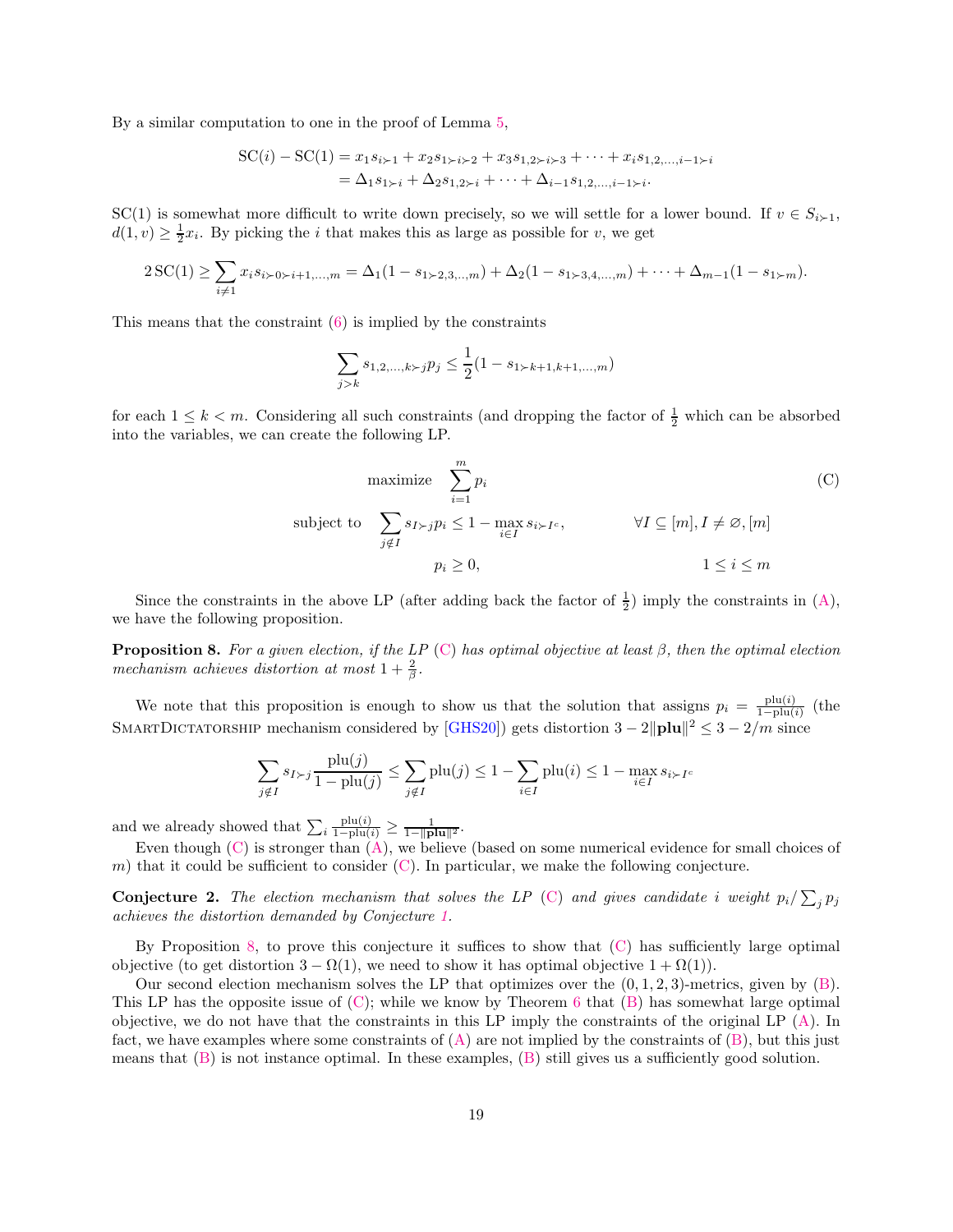By a similar computation to one in the proof of Lemma 5,

$$\begin{aligned}
\mathrm{SC}(i) - \mathrm{SC}(1) &= x_1 s_{i \succ 1} + x_2 s_{1 \succ i \succ 2} + x_3 s_{1,2 \succ i \succ 3} + \cdots + x_i s_{1,2,\ldots,i-1 \succ i} \\
&= \Delta_1 s_{1 \succ i} + \Delta_2 s_{1,2 \succ i} + \cdots + \Delta_{i-1} s_{1,2,\ldots,i-1 \succ i}.
\end{aligned}$$

SC(1) is somewhat more difficult to write down precisely, so we will settle for a lower bound. If $v \in S_{i \succ 1}$, $d(1, v) \geq \frac{1}{2} x_i$. By picking the $i$ that makes this as large as possible for $v$, we get

$$2\,\mathrm{SC}(1) \geq \sum_{i \neq 1} x_i s_{i \succ 0 \succ i+1,\ldots,m} = \Delta_1(1 - s_{1 \succ 2,3,\ldots,m}) + \Delta_2(1 - s_{1 \succ 3,4,\ldots,m}) + \cdots + \Delta_{m-1}(1 - s_{1 \succ m}).$$

This means that the constraint (6) is implied by the constraints

$$\sum_{j > k} s_{1,2,\ldots,k \succ j} p_j \leq \frac{1}{2}(1 - s_{1 \succ k+1,k+1,\ldots,m})$$

for each $1 \leq k < m$. Considering all such constraints (and dropping the factor of $\frac{1}{2}$ which can be absorbed into the variables, we can create the following LP.

$$\begin{aligned}
\text{maximize} \quad & \sum_{i=1}^{m} p_i & & \text{(C)} \\
\text{subject to} \quad & \sum_{j \notin I} s_{I \succ j} p_i \leq 1 - \max_{i \in I} s_{i \succ I^c}, & & \forall I \subseteq [m], I \neq \varnothing, [m] \\
& p_i \geq 0, & & 1 \leq i \leq m
\end{aligned}$$

Since the constraints in the above LP (after adding back the factor of $\frac{1}{2}$) imply the constraints in (A), we have the following proposition.

**Proposition 8.** *For a given election, if the LP (C) has optimal objective at least $\beta$, then the optimal election mechanism achieves distortion at most $1 + \frac{2}{\beta}$.*

We note that this proposition is enough to show us that the solution that assigns $p_i = \frac{\mathrm{plu}(i)}{1 - \mathrm{plu}(i)}$ (the SmartDictatorship mechanism considered by [GHS20]) gets distortion $3 - 2\|\mathbf{plu}\|^2 \leq 3 - 2/m$ since

$$\sum_{j \notin I} s_{I \succ j} \frac{\mathrm{plu}(j)}{1 - \mathrm{plu}(j)} \leq \sum_{j \notin I} \mathrm{plu}(j) \leq 1 - \sum_{i \in I} \mathrm{plu}(i) \leq 1 - \max_{i \in I} s_{i \succ I^c}$$

and we already showed that $\sum_i \frac{\mathrm{plu}(i)}{1 - \mathrm{plu}(i)} \geq \frac{1}{1 - \|\mathbf{plu}\|^2}$.

Even though (C) is stronger than (A), we believe (based on some numerical evidence for small choices of $m$) that it could be sufficient to consider (C). In particular, we make the following conjecture.

**Conjecture 2.** *The election mechanism that solves the LP (C) and gives candidate $i$ weight $p_i / \sum_j p_j$ achieves the distortion demanded by Conjecture 1.*

By Proposition 8, to prove this conjecture it suffices to show that (C) has sufficiently large optimal objective (to get distortion $3 - \Omega(1)$, we need to show it has optimal objective $1 + \Omega(1)$).

Our second election mechanism solves the LP that optimizes over the $(0, 1, 2, 3)$-metrics, given by (B). This LP has the opposite issue of (C); while we know by Theorem 6 that (B) has somewhat large optimal objective, we do not have that the constraints in this LP imply the constraints of the original LP (A). In fact, we have examples where some constraints of (A) are not implied by the constraints of (B), but this just means that (B) is not instance optimal. In these examples, (B) still gives us a sufficiently good solution.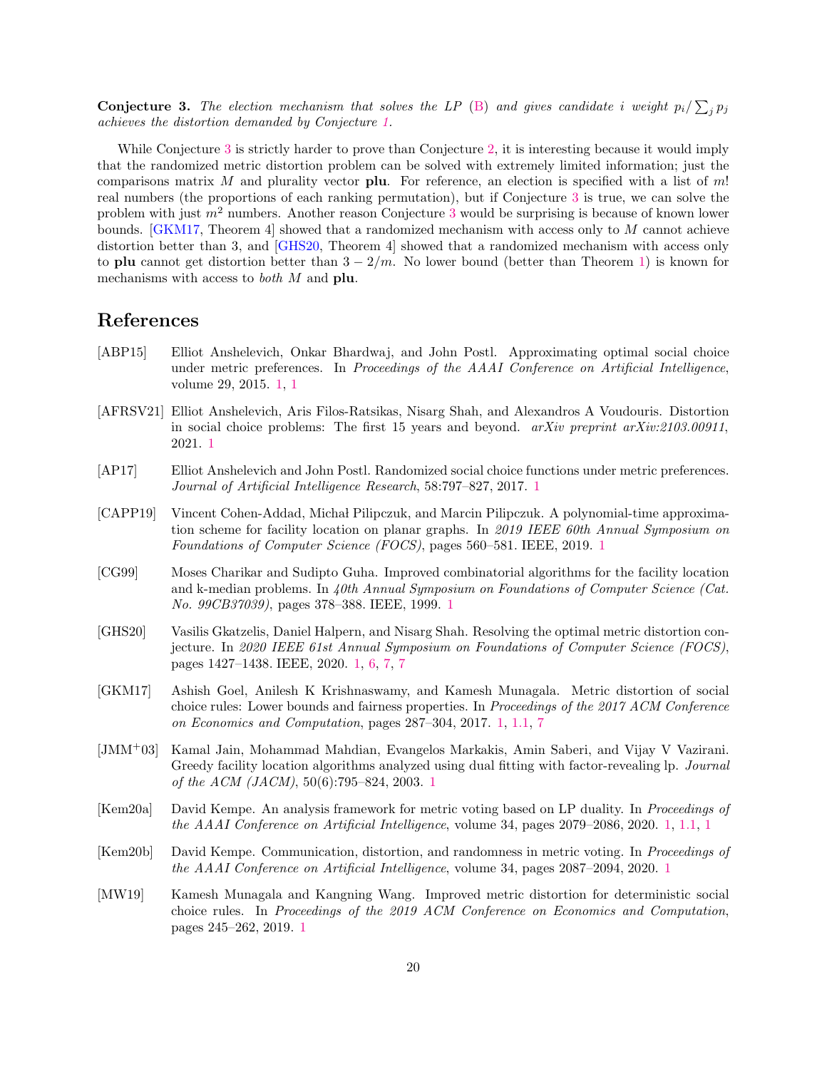**Conjecture 3.** *The election mechanism that solves the LP (B) and gives candidate $i$ weight $p_i/\sum_j p_j$ achieves the distortion demanded by Conjecture 1.*

While Conjecture 3 is strictly harder to prove than Conjecture 2, it is interesting because it would imply that the randomized metric distortion problem can be solved with extremely limited information; just the comparisons matrix $M$ and plurality vector **plu**. For reference, an election is specified with a list of $m!$ real numbers (the proportions of each ranking permutation), but if Conjecture 3 is true, we can solve the problem with just $m^2$ numbers. Another reason Conjecture 3 would be surprising is because of known lower bounds. [GKM17, Theorem 4] showed that a randomized mechanism with access only to $M$ cannot achieve distortion better than 3, and [GHS20, Theorem 4] showed that a randomized mechanism with access only to **plu** cannot get distortion better than $3 - 2/m$. No lower bound (better than Theorem 1) is known for mechanisms with access to *both* $M$ and **plu**.

# References

[ABP15] Elliot Anshelevich, Onkar Bhardwaj, and John Postl. Approximating optimal social choice under metric preferences. In *Proceedings of the AAAI Conference on Artificial Intelligence*, volume 29, 2015. 1, 1

[AFRSV21] Elliot Anshelevich, Aris Filos-Ratsikas, Nisarg Shah, and Alexandros A Voudouris. Distortion in social choice problems: The first 15 years and beyond. *arXiv preprint arXiv:2103.00911*, 2021. 1

[AP17] Elliot Anshelevich and John Postl. Randomized social choice functions under metric preferences. *Journal of Artificial Intelligence Research*, 58:797–827, 2017. 1

[CAPP19] Vincent Cohen-Addad, Michał Pilipczuk, and Marcin Pilipczuk. A polynomial-time approximation scheme for facility location on planar graphs. In *2019 IEEE 60th Annual Symposium on Foundations of Computer Science (FOCS)*, pages 560–581. IEEE, 2019. 1

[CG99] Moses Charikar and Sudipto Guha. Improved combinatorial algorithms for the facility location and k-median problems. In *40th Annual Symposium on Foundations of Computer Science (Cat. No. 99CB37039)*, pages 378–388. IEEE, 1999. 1

[GHS20] Vasilis Gkatzelis, Daniel Halpern, and Nisarg Shah. Resolving the optimal metric distortion conjecture. In *2020 IEEE 61st Annual Symposium on Foundations of Computer Science (FOCS)*, pages 1427–1438. IEEE, 2020. 1, 6, 7, 7

[GKM17] Ashish Goel, Anilesh K Krishnaswamy, and Kamesh Munagala. Metric distortion of social choice rules: Lower bounds and fairness properties. In *Proceedings of the 2017 ACM Conference on Economics and Computation*, pages 287–304, 2017. 1, 1.1, 7

[JMM+03] Kamal Jain, Mohammad Mahdian, Evangelos Markakis, Amin Saberi, and Vijay V Vazirani. Greedy facility location algorithms analyzed using dual fitting with factor-revealing lp. *Journal of the ACM (JACM)*, 50(6):795–824, 2003. 1

[Kem20a] David Kempe. An analysis framework for metric voting based on LP duality. In *Proceedings of the AAAI Conference on Artificial Intelligence*, volume 34, pages 2079–2086, 2020. 1, 1.1, 1

[Kem20b] David Kempe. Communication, distortion, and randomness in metric voting. In *Proceedings of the AAAI Conference on Artificial Intelligence*, volume 34, pages 2087–2094, 2020. 1

[MW19] Kamesh Munagala and Kangning Wang. Improved metric distortion for deterministic social choice rules. In *Proceedings of the 2019 ACM Conference on Economics and Computation*, pages 245–262, 2019. 1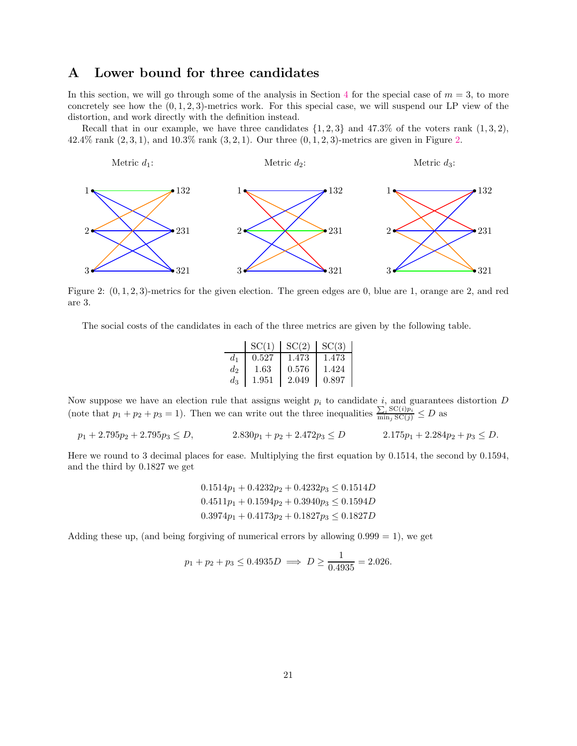# A Lower bound for three candidates

In this section, we will go through some of the analysis in Section 4 for the special case of $m = 3$, to more concretely see how the $(0, 1, 2, 3)$-metrics work. For this special case, we will suspend our LP view of the distortion, and work directly with the definition instead.

Recall that in our example, we have three candidates $\{1, 2, 3\}$ and 47.3% of the voters rank $(1, 3, 2)$, 42.4% rank $(2, 3, 1)$, and 10.3% rank $(3, 2, 1)$. Our three $(0, 1, 2, 3)$-metrics are given in Figure 2.

Metric $d_1$:

1
2
3
132
231
321

Metric $d_2$:

1
2
3
132
231
321

Metric $d_3$:

1
2
3
132
231
321

Figure 2: $(0, 1, 2, 3)$-metrics for the given election. The green edges are 0, blue are 1, orange are 2, and red are 3.

The social costs of the candidates in each of the three metrics are given by the following table.

| | SC(1) | SC(2) | SC(3) |
|---|---|---|---|
| $d_1$ | 0.527 | 1.473 | 1.473 |
| $d_2$ | 1.63 | 0.576 | 1.424 |
| $d_3$ | 1.951 | 2.049 | 0.897 |

Now suppose we have an election rule that assigns weight $p_i$ to candidate $i$, and guarantees distortion $D$ (note that $p_1 + p_2 + p_3 = 1$). Then we can write out the three inequalities $\frac{\sum_i \mathrm{SC}(i) p_i}{\min_j \mathrm{SC}(j)} \leq D$ as

$$p_1 + 2.795 p_2 + 2.795 p_3 \leq D, \qquad 2.830 p_1 + p_2 + 2.472 p_3 \leq D \qquad 2.175 p_1 + 2.284 p_2 + p_3 \leq D.$$

Here we round to 3 decimal places for ease. Multiplying the first equation by 0.1514, the second by 0.1594, and the third by 0.1827 we get

$$0.1514 p_1 + 0.4232 p_2 + 0.4232 p_3 \leq 0.1514 D$$
$$0.4511 p_1 + 0.1594 p_2 + 0.3940 p_3 \leq 0.1594 D$$
$$0.3974 p_1 + 0.4173 p_2 + 0.1827 p_3 \leq 0.1827 D$$

Adding these up, (and being forgiving of numerical errors by allowing $0.999 = 1$), we get

$$p_1 + p_2 + p_3 \leq 0.4935 D \implies D \geq \frac{1}{0.4935} = 2.026.$$